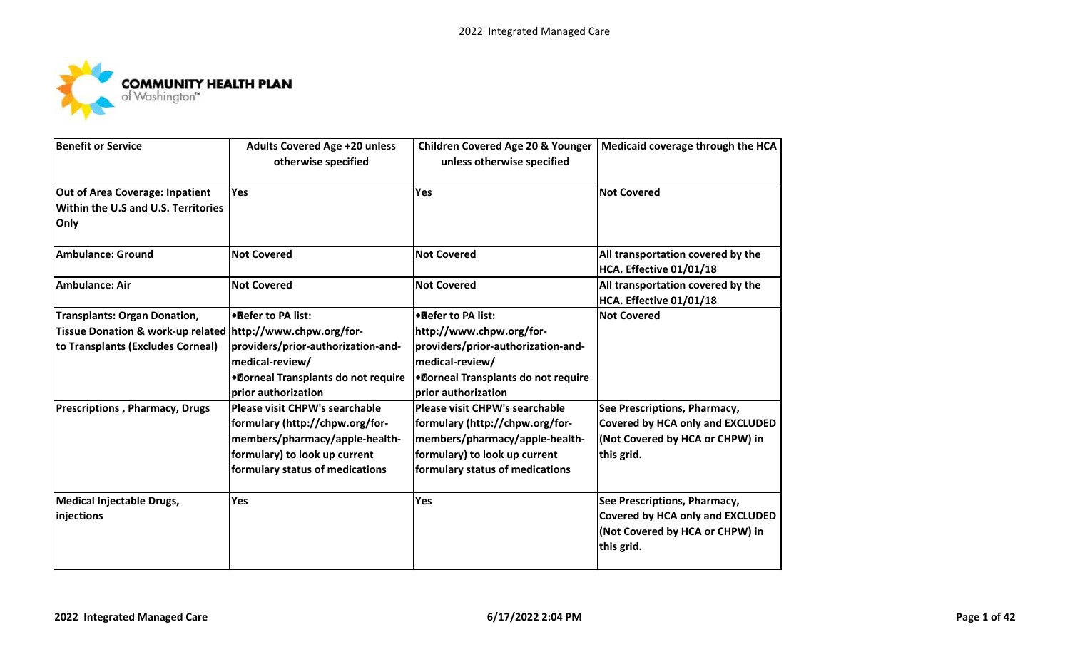**COMMUNITY HEALTH PLAN** of Washington™

| Benefit or Service | Adults Covered Age +20 unless otherwise specified | Children Covered Age 20 & Younger unless otherwise specified | Medicaid coverage through the HCA |
|---|---|---|---|
| Out of Area Coverage: Inpatient Within the U.S and U.S. Territories Only | Yes | Yes | Not Covered |
| Ambulance: Ground | Not Covered | Not Covered | All transportation covered by the HCA. Effective 01/01/18 |
| Ambulance: Air | Not Covered | Not Covered | All transportation covered by the HCA. Effective 01/01/18 |
| Transplants: Organ Donation, Tissue Donation & work-up related to Transplants (Excludes Corneal) | • Refer to PA list: http://www.chpw.org/for-providers/prior-authorization-and-medical-review/ • Corneal Transplants do not require prior authorization | • Refer to PA list: http://www.chpw.org/for-providers/prior-authorization-and-medical-review/ • Corneal Transplants do not require prior authorization | Not Covered |
| Prescriptions , Pharmacy, Drugs | Please visit CHPW's searchable formulary (http://chpw.org/for-members/pharmacy/apple-health-formulary) to look up current formulary status of medications | Please visit CHPW's searchable formulary (http://chpw.org/for-members/pharmacy/apple-health-formulary) to look up current formulary status of medications | See Prescriptions, Pharmacy, Covered by HCA only and EXCLUDED (Not Covered by HCA or CHPW) in this grid. |
| Medical Injectable Drugs, injections | Yes | Yes | See Prescriptions, Pharmacy, Covered by HCA only and EXCLUDED (Not Covered by HCA or CHPW) in this grid. |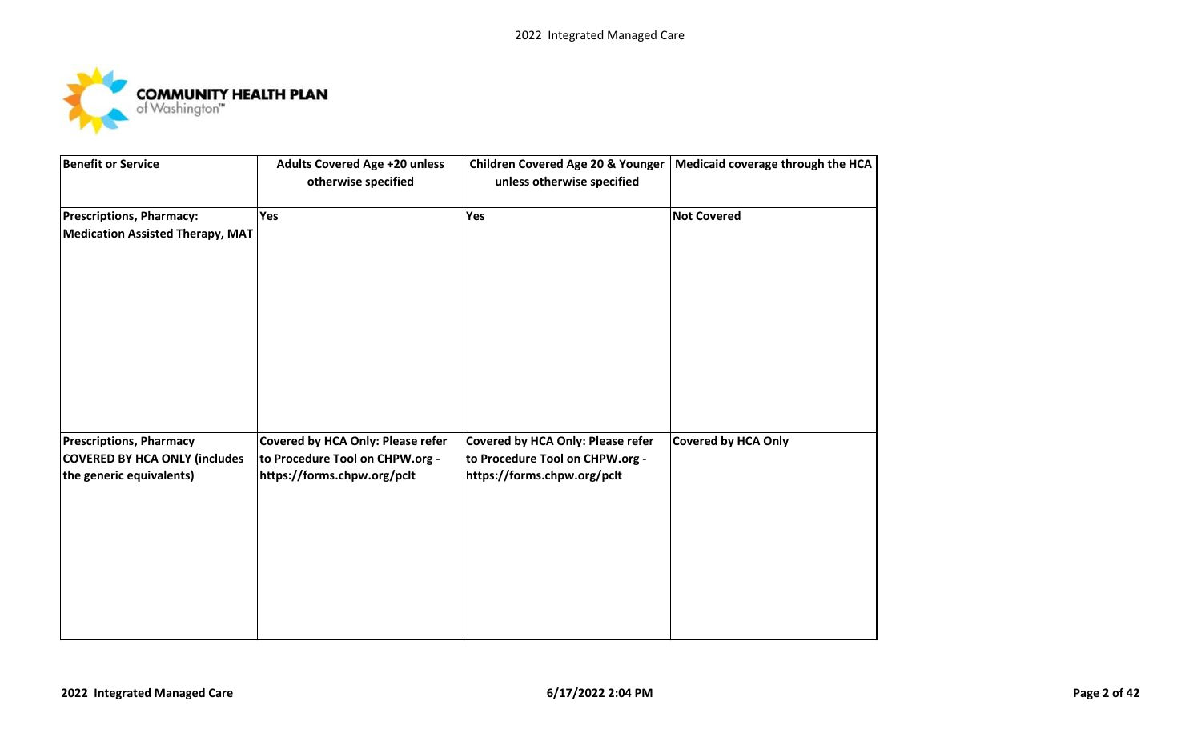| Benefit or Service | Adults Covered Age +20 unless otherwise specified | Children Covered Age 20 & Younger unless otherwise specified | Medicaid coverage through the HCA |
|---|---|---|---|
| **Prescriptions, Pharmacy: Medication Assisted Therapy, MAT** | **Yes** | **Yes** | **Not Covered** |
| **Prescriptions, Pharmacy COVERED BY HCA ONLY (includes the generic equivalents)** | **Covered by HCA Only: Please refer to Procedure Tool on CHPW.org - https://forms.chpw.org/pclt** | **Covered by HCA Only: Please refer to Procedure Tool on CHPW.org - https://forms.chpw.org/pclt** | **Covered by HCA Only** |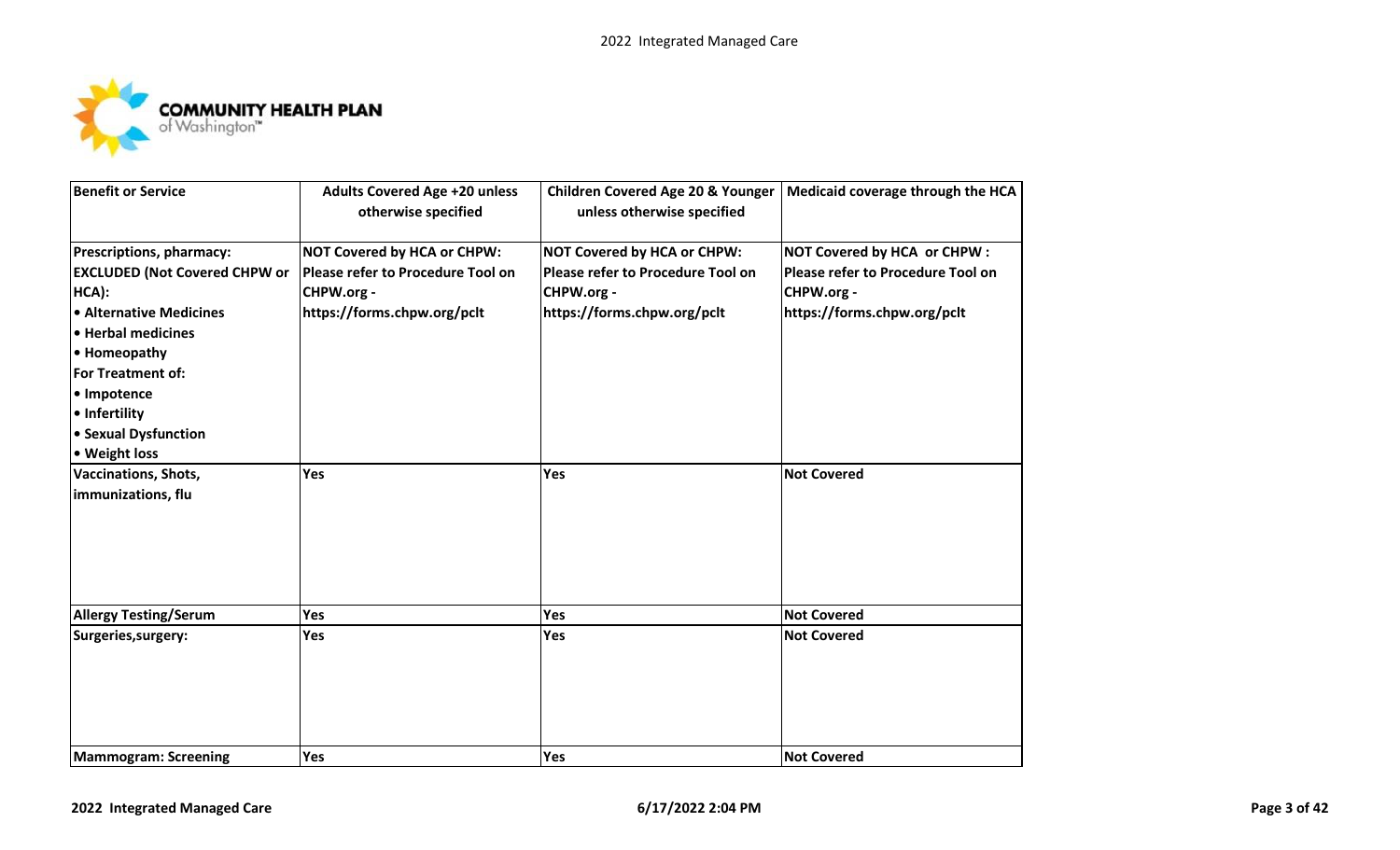| Benefit or Service | Adults Covered Age +20 unless otherwise specified | Children Covered Age 20 & Younger unless otherwise specified | Medicaid coverage through the HCA |
|---|---|---|---|
| **Prescriptions, pharmacy: EXCLUDED (Not Covered CHPW or HCA):**<br>• Alternative Medicines<br>• Herbal medicines<br>• Homeopathy<br>For Treatment of:<br>• Impotence<br>• Infertility<br>• Sexual Dysfunction<br>• Weight loss | **NOT Covered by HCA or CHPW: Please refer to Procedure Tool on CHPW.org - https://forms.chpw.org/pclt** | **NOT Covered by HCA or CHPW: Please refer to Procedure Tool on CHPW.org - https://forms.chpw.org/pclt** | **NOT Covered by HCA or CHPW : Please refer to Procedure Tool on CHPW.org - https://forms.chpw.org/pclt** |
| **Vaccinations, Shots, immunizations, flu** | **Yes** | **Yes** | **Not Covered** |
| **Allergy Testing/Serum** | **Yes** | **Yes** | **Not Covered** |
| **Surgeries,surgery:** | **Yes** | **Yes** | **Not Covered** |
| **Mammogram: Screening** | **Yes** | **Yes** | **Not Covered** |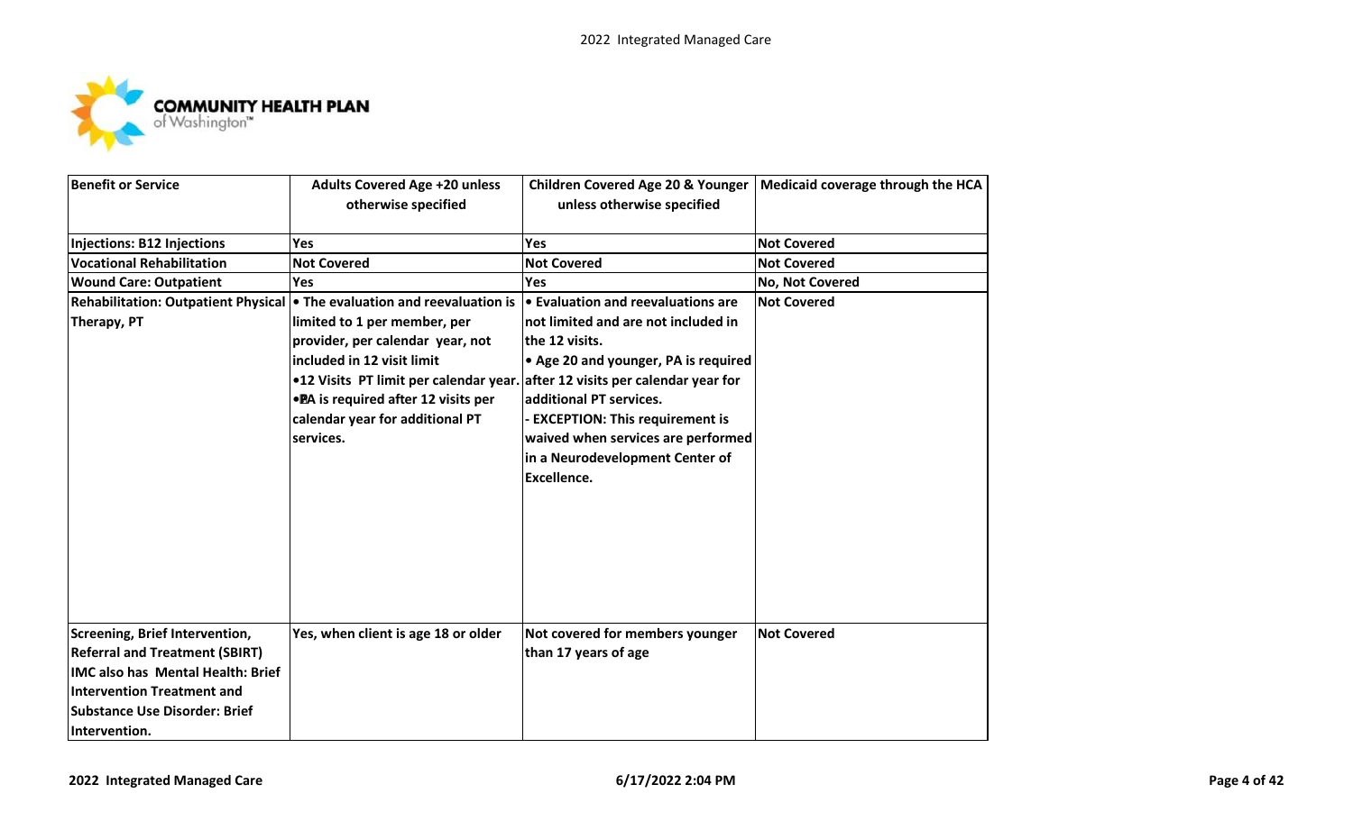| Benefit or Service | Adults Covered Age +20 unless otherwise specified | Children Covered Age 20 & Younger unless otherwise specified | Medicaid coverage through the HCA |
|---|---|---|---|
| **Injections: B12 Injections** | **Yes** | **Yes** | **Not Covered** |
| **Vocational Rehabilitation** | **Not Covered** | **Not Covered** | **Not Covered** |
| **Wound Care: Outpatient** | **Yes** | **Yes** | **No, Not Covered** |
| **Rehabilitation: Outpatient Physical Therapy, PT** | • The evaluation and reevaluation is limited to 1 per member, per provider, per calendar year, not included in 12 visit limit<br>• 12 Visits PT limit per calendar year.<br>• PA is required after 12 visits per calendar year for additional PT services. | • Evaluation and reevaluations are not limited and are not included in the 12 visits.<br>• Age 20 and younger, PA is required after 12 visits per calendar year for additional PT services.<br>- EXCEPTION: This requirement is waived when services are performed in a Neurodevelopment Center of Excellence. | **Not Covered** |
| **Screening, Brief Intervention, Referral and Treatment (SBIRT) IMC also has Mental Health: Brief Intervention Treatment and Substance Use Disorder: Brief Intervention.** | Yes, when client is age 18 or older | Not covered for members younger than 17 years of age | **Not Covered** |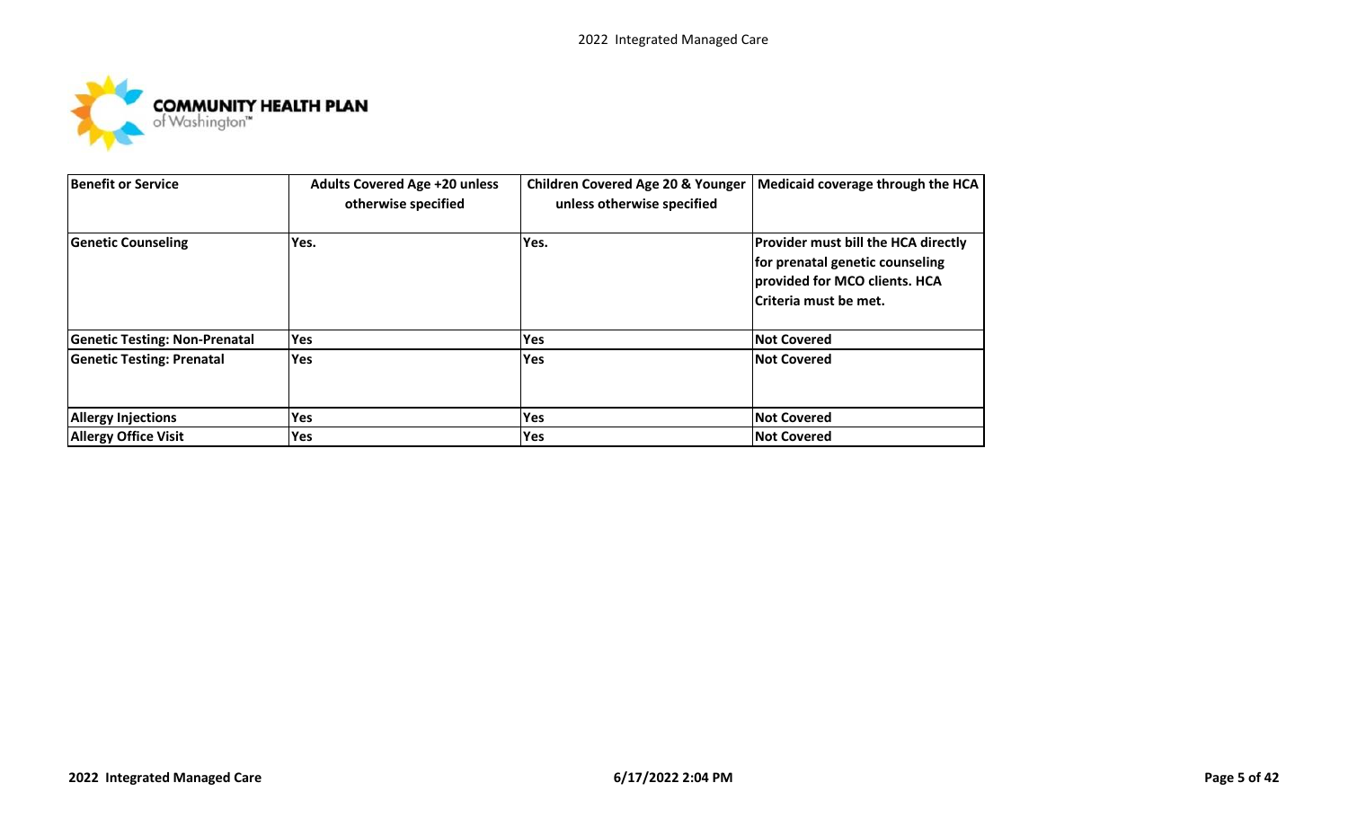| Benefit or Service | Adults Covered Age +20 unless otherwise specified | Children Covered Age 20 & Younger unless otherwise specified | Medicaid coverage through the HCA |
|---|---|---|---|
| **Genetic Counseling** | Yes. | Yes. | Provider must bill the HCA directly for prenatal genetic counseling provided for MCO clients. HCA Criteria must be met. |
| **Genetic Testing: Non-Prenatal** | Yes | Yes | Not Covered |
| **Genetic Testing: Prenatal** | Yes | Yes | Not Covered |
| **Allergy Injections** | Yes | Yes | Not Covered |
| **Allergy Office Visit** | Yes | Yes | Not Covered |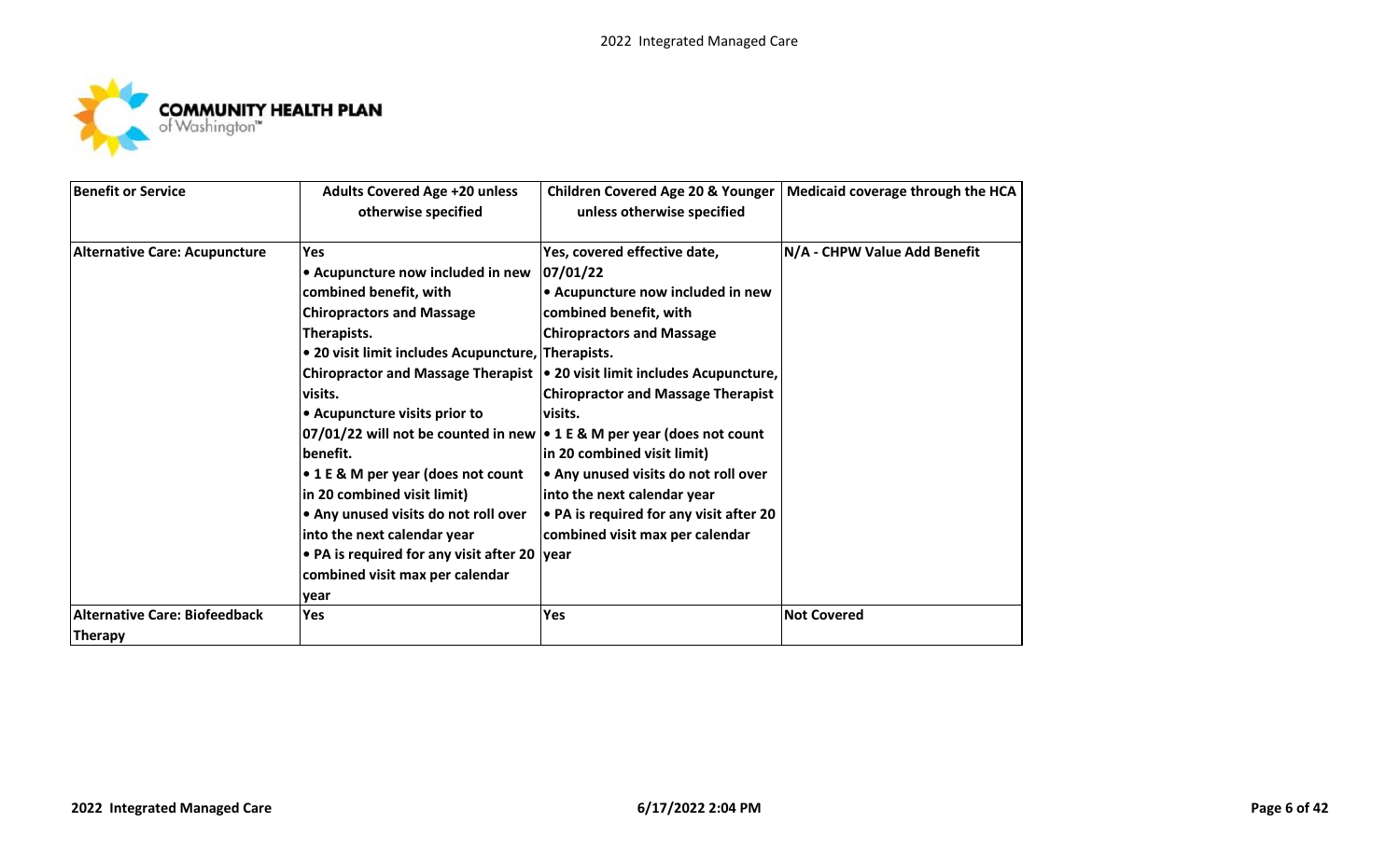| Benefit or Service | Adults Covered Age +20 unless otherwise specified | Children Covered Age 20 & Younger unless otherwise specified | Medicaid coverage through the HCA |
|---|---|---|---|
| Alternative Care: Acupuncture | Yes<br>• Acupuncture now included in new combined benefit, with Chiropractors and Massage Therapists.<br>• 20 visit limit includes Acupuncture, Chiropractor and Massage Therapist visits.<br>• Acupuncture visits prior to 07/01/22 will not be counted in new benefit.<br>• 1 E & M per year (does not count in 20 combined visit limit)<br>• Any unused visits do not roll over into the next calendar year<br>• PA is required for any visit after 20 combined visit max per calendar year | Yes, covered effective date, 07/01/22<br>• Acupuncture now included in new combined benefit, with Chiropractors and Massage Therapists.<br>• 20 visit limit includes Acupuncture, Chiropractor and Massage Therapist visits.<br>• 1 E & M per year (does not count in 20 combined visit limit)<br>• Any unused visits do not roll over into the next calendar year<br>• PA is required for any visit after 20 combined visit max per calendar year | N/A - CHPW Value Add Benefit |
| Alternative Care: Biofeedback Therapy | Yes | Yes | Not Covered |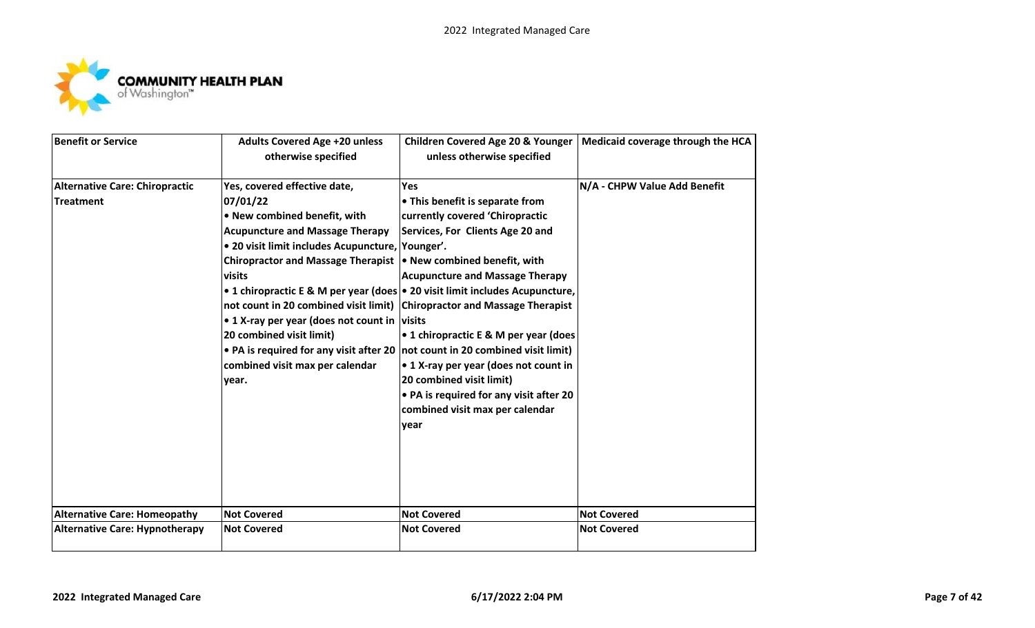**COMMUNITY HEALTH PLAN of Washington™**

| Benefit or Service | Adults Covered Age +20 unless otherwise specified | Children Covered Age 20 & Younger unless otherwise specified | Medicaid coverage through the HCA |
|---|---|---|---|
| **Alternative Care: Chiropractic Treatment** | **Yes, covered effective date, 07/01/22**<br>**• New combined benefit, with Acupuncture and Massage Therapy**<br>**• 20 visit limit includes Acupuncture, Chiropractor and Massage Therapist visits**<br>**• 1 chiropractic E & M per year (does not count in 20 combined visit limit)**<br>**• 1 X-ray per year (does not count in 20 combined visit limit)**<br>**• PA is required for any visit after 20 combined visit max per calendar year.** | **Yes**<br>**• This benefit is separate from currently covered 'Chiropractic Services, For Clients Age 20 and Younger'.**<br>**• New combined benefit, with Acupuncture and Massage Therapy**<br>**• 20 visit limit includes Acupuncture, Chiropractor and Massage Therapist visits**<br>**• 1 chiropractic E & M per year (does not count in 20 combined visit limit)**<br>**• 1 X-ray per year (does not count in 20 combined visit limit)**<br>**• PA is required for any visit after 20 combined visit max per calendar year** | **N/A - CHPW Value Add Benefit** |
| **Alternative Care: Homeopathy** | **Not Covered** | **Not Covered** | **Not Covered** |
| **Alternative Care: Hypnotherapy** | **Not Covered** | **Not Covered** | **Not Covered** |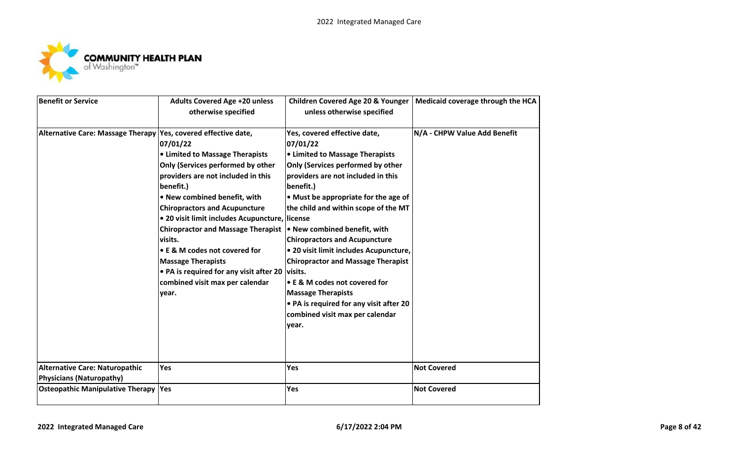| Benefit or Service | Adults Covered Age +20 unless otherwise specified | Children Covered Age 20 & Younger unless otherwise specified | Medicaid coverage through the HCA |
|---|---|---|---|
| **Alternative Care: Massage Therapy** | **Yes, covered effective date, 07/01/22**<br>**• Limited to Massage Therapists Only (Services performed by other providers are not included in this benefit.)**<br>**• New combined benefit, with Chiropractors and Acupuncture**<br>**• 20 visit limit includes Acupuncture, Chiropractor and Massage Therapist visits.**<br>**• E & M codes not covered for Massage Therapists**<br>**• PA is required for any visit after 20 combined visit max per calendar year.** | **Yes, covered effective date, 07/01/22**<br>**• Limited to Massage Therapists Only (Services performed by other providers are not included in this benefit.)**<br>**• Must be appropriate for the age of the child and within scope of the MT license**<br>**• New combined benefit, with Chiropractors and Acupuncture**<br>**• 20 visit limit includes Acupuncture, Chiropractor and Massage Therapist visits.**<br>**• E & M codes not covered for Massage Therapists**<br>**• PA is required for any visit after 20 combined visit max per calendar year.** | **N/A - CHPW Value Add Benefit** |
| **Alternative Care: Naturopathic Physicians (Naturopathy)** | **Yes** | **Yes** | **Not Covered** |
| **Osteopathic Manipulative Therapy** | **Yes** | **Yes** | **Not Covered** |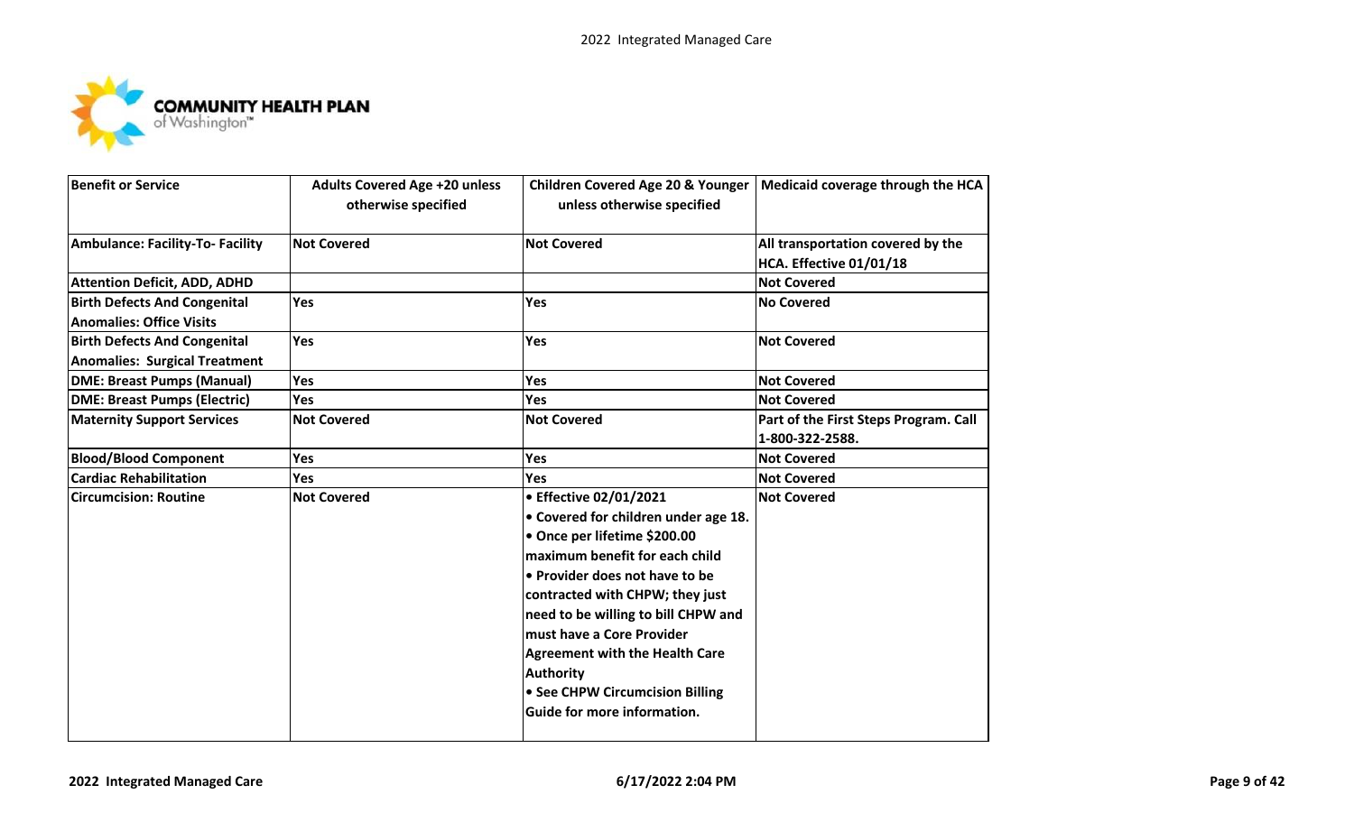COMMUNITY HEALTH PLAN of Washington™

| Benefit or Service | Adults Covered Age +20 unless otherwise specified | Children Covered Age 20 & Younger unless otherwise specified | Medicaid coverage through the HCA |
|---|---|---|---|
| Ambulance: Facility-To- Facility | Not Covered | Not Covered | All transportation covered by the HCA. Effective 01/01/18 |
| Attention Deficit, ADD, ADHD | | | Not Covered |
| Birth Defects And Congenital Anomalies: Office Visits | Yes | Yes | No Covered |
| Birth Defects And Congenital Anomalies: Surgical Treatment | Yes | Yes | Not Covered |
| DME: Breast Pumps (Manual) | Yes | Yes | Not Covered |
| DME: Breast Pumps (Electric) | Yes | Yes | Not Covered |
| Maternity Support Services | Not Covered | Not Covered | Part of the First Steps Program. Call 1-800-322-2588. |
| Blood/Blood Component | Yes | Yes | Not Covered |
| Cardiac Rehabilitation | Yes | Yes | Not Covered |
| Circumcision: Routine | Not Covered | • Effective 02/01/2021<br>• Covered for children under age 18.<br>• Once per lifetime $200.00 maximum benefit for each child<br>• Provider does not have to be contracted with CHPW; they just need to be willing to bill CHPW and must have a Core Provider Agreement with the Health Care Authority<br>• See CHPW Circumcision Billing Guide for more information. | Not Covered |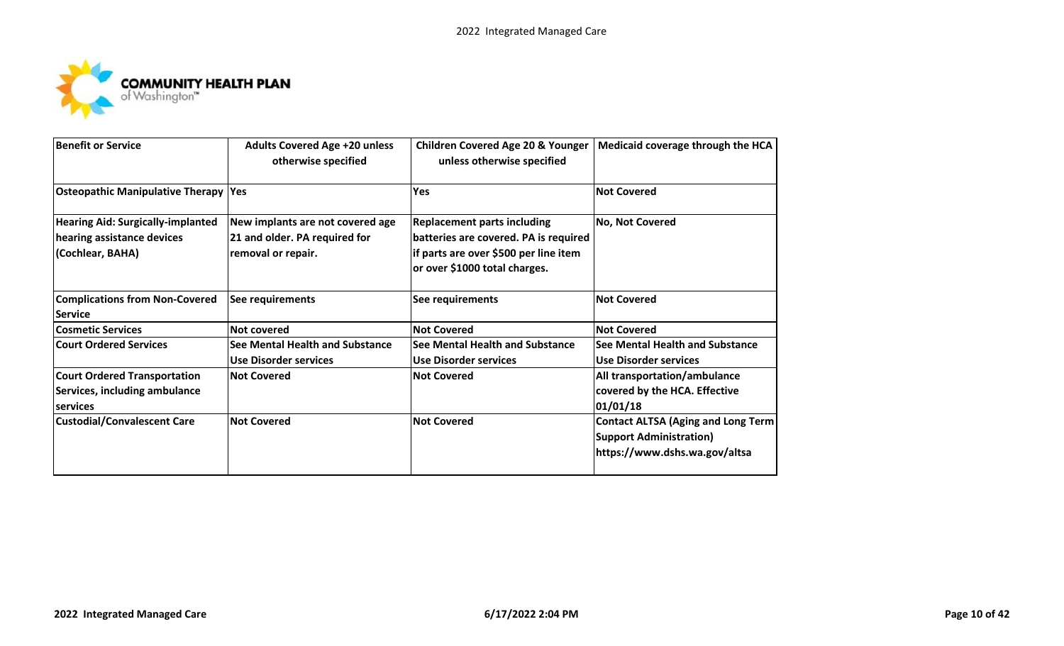| Benefit or Service | Adults Covered Age +20 unless otherwise specified | Children Covered Age 20 & Younger unless otherwise specified | Medicaid coverage through the HCA |
|---|---|---|---|
| **Osteopathic Manipulative Therapy** | **Yes** | **Yes** | **Not Covered** |
| **Hearing Aid: Surgically-implanted hearing assistance devices (Cochlear, BAHA)** | **New implants are not covered age 21 and older. PA required for removal or repair.** | **Replacement parts including batteries are covered. PA is required if parts are over $500 per line item or over $1000 total charges.** | **No, Not Covered** |
| **Complications from Non-Covered Service** | **See requirements** | **See requirements** | **Not Covered** |
| **Cosmetic Services** | **Not covered** | **Not Covered** | **Not Covered** |
| **Court Ordered Services** | **See Mental Health and Substance Use Disorder services** | **See Mental Health and Substance Use Disorder services** | **See Mental Health and Substance Use Disorder services** |
| **Court Ordered Transportation Services, including ambulance services** | **Not Covered** | **Not Covered** | **All transportation/ambulance covered by the HCA. Effective 01/01/18** |
| **Custodial/Convalescent Care** | **Not Covered** | **Not Covered** | **Contact ALTSA (Aging and Long Term Support Administration) https://www.dshs.wa.gov/altsa** |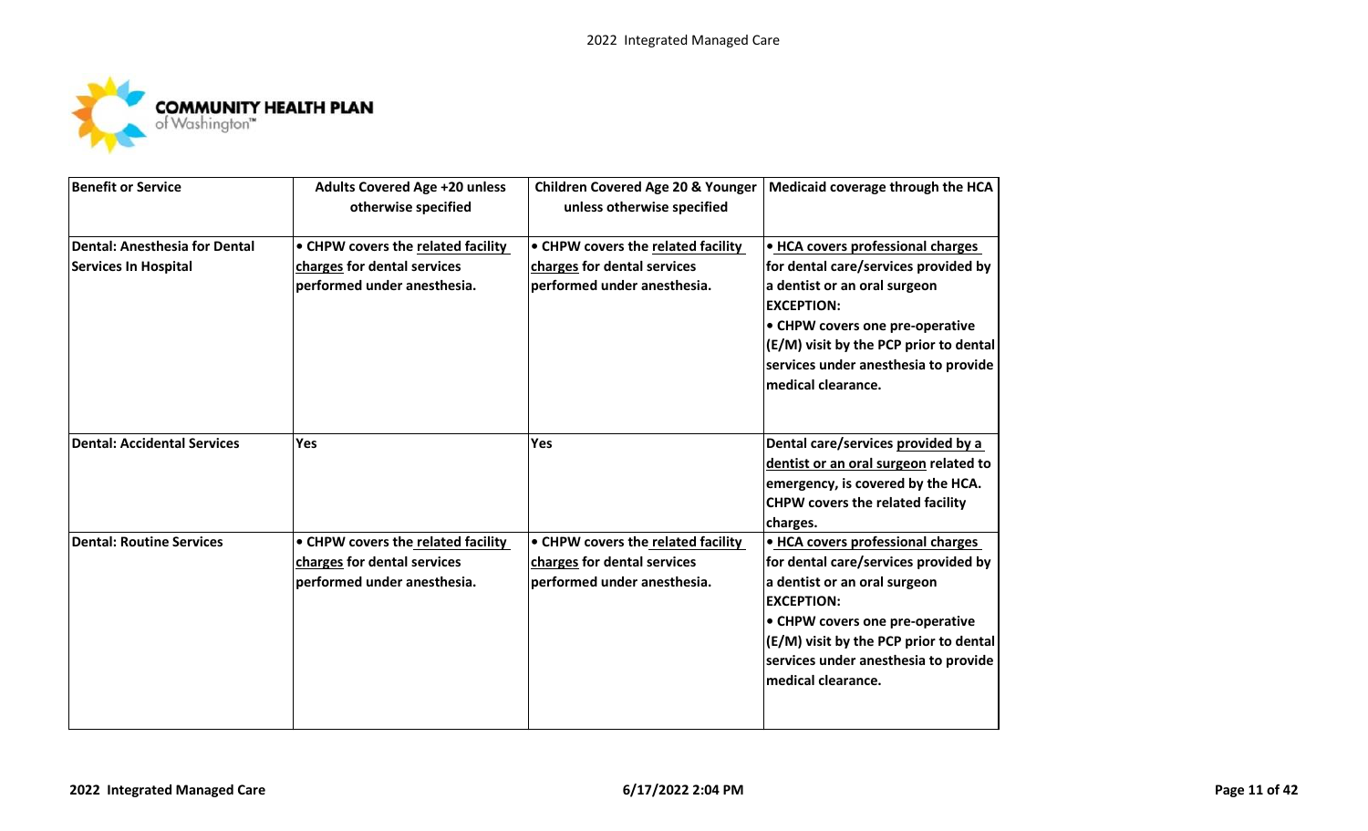| Benefit or Service | Adults Covered Age +20 unless otherwise specified | Children Covered Age 20 & Younger unless otherwise specified | Medicaid coverage through the HCA |
|---|---|---|---|
| **Dental: Anesthesia for Dental Services In Hospital** | **• CHPW covers the related facility charges for dental services performed under anesthesia.** | **• CHPW covers the related facility charges for dental services performed under anesthesia.** | **• HCA covers professional charges for dental care/services provided by a dentist or an oral surgeon EXCEPTION: • CHPW covers one pre-operative (E/M) visit by the PCP prior to dental services under anesthesia to provide medical clearance.** |
| **Dental: Accidental Services** | **Yes** | **Yes** | **Dental care/services provided by a dentist or an oral surgeon related to emergency, is covered by the HCA. CHPW covers the related facility charges.** |
| **Dental: Routine Services** | **• CHPW covers the related facility charges for dental services performed under anesthesia.** | **• CHPW covers the related facility charges for dental services performed under anesthesia.** | **• HCA covers professional charges for dental care/services provided by a dentist or an oral surgeon EXCEPTION: • CHPW covers one pre-operative (E/M) visit by the PCP prior to dental services under anesthesia to provide medical clearance.** |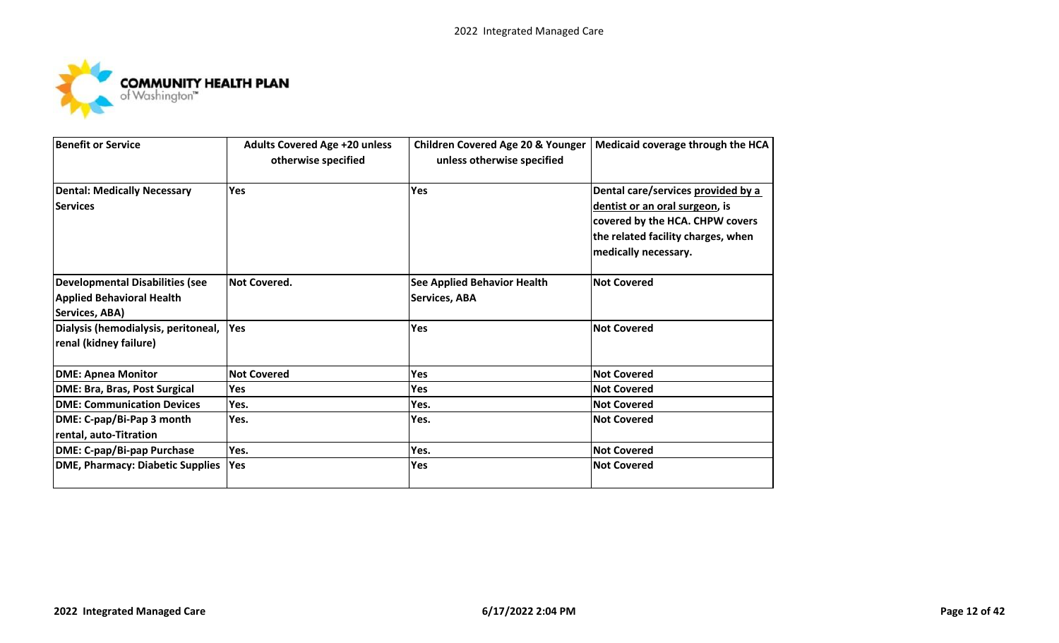| Benefit or Service | Adults Covered Age +20 unless otherwise specified | Children Covered Age 20 & Younger unless otherwise specified | Medicaid coverage through the HCA |
|---|---|---|---|
| **Dental: Medically Necessary Services** | **Yes** | **Yes** | **Dental care/services provided by a dentist or an oral surgeon, is covered by the HCA. CHPW covers the related facility charges, when medically necessary.** |
| **Developmental Disabilities (see Applied Behavioral Health Services, ABA)** | **Not Covered.** | **See Applied Behavior Health Services, ABA** | **Not Covered** |
| **Dialysis (hemodialysis, peritoneal, renal (kidney failure)** | **Yes** | **Yes** | **Not Covered** |
| **DME: Apnea Monitor** | **Not Covered** | **Yes** | **Not Covered** |
| **DME: Bra, Bras, Post Surgical** | **Yes** | **Yes** | **Not Covered** |
| **DME: Communication Devices** | **Yes.** | **Yes.** | **Not Covered** |
| **DME: C-pap/Bi-Pap 3 month rental, auto-Titration** | **Yes.** | **Yes.** | **Not Covered** |
| **DME: C-pap/Bi-pap Purchase** | **Yes.** | **Yes.** | **Not Covered** |
| **DME, Pharmacy: Diabetic Supplies** | **Yes** | **Yes** | **Not Covered** |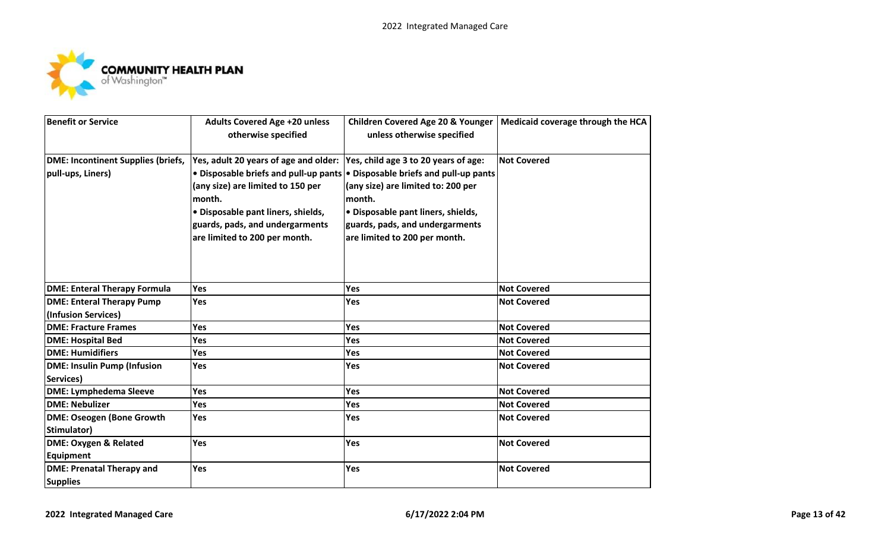| Benefit or Service | Adults Covered Age +20 unless otherwise specified | Children Covered Age 20 & Younger unless otherwise specified | Medicaid coverage through the HCA |
|---|---|---|---|
| **DME: Incontinent Supplies (briefs, pull-ups, Liners)** | **Yes, adult 20 years of age and older:**<br>**• Disposable briefs and pull-up pants (any size) are limited to 150 per month.**<br>**• Disposable pant liners, shields, guards, pads, and undergarments are limited to 200 per month.** | **Yes, child age 3 to 20 years of age:**<br>**• Disposable briefs and pull-up pants (any size) are limited to: 200 per month.**<br>**• Disposable pant liners, shields, guards, pads, and undergarments are limited to 200 per month.** | **Not Covered** |
| **DME: Enteral Therapy Formula** | **Yes** | **Yes** | **Not Covered** |
| **DME: Enteral Therapy Pump (Infusion Services)** | **Yes** | **Yes** | **Not Covered** |
| **DME: Fracture Frames** | **Yes** | **Yes** | **Not Covered** |
| **DME: Hospital Bed** | **Yes** | **Yes** | **Not Covered** |
| **DME: Humidifiers** | **Yes** | **Yes** | **Not Covered** |
| **DME: Insulin Pump (Infusion Services)** | **Yes** | **Yes** | **Not Covered** |
| **DME: Lymphedema Sleeve** | **Yes** | **Yes** | **Not Covered** |
| **DME: Nebulizer** | **Yes** | **Yes** | **Not Covered** |
| **DME: Oseogen (Bone Growth Stimulator)** | **Yes** | **Yes** | **Not Covered** |
| **DME: Oxygen & Related Equipment** | **Yes** | **Yes** | **Not Covered** |
| **DME: Prenatal Therapy and Supplies** | **Yes** | **Yes** | **Not Covered** |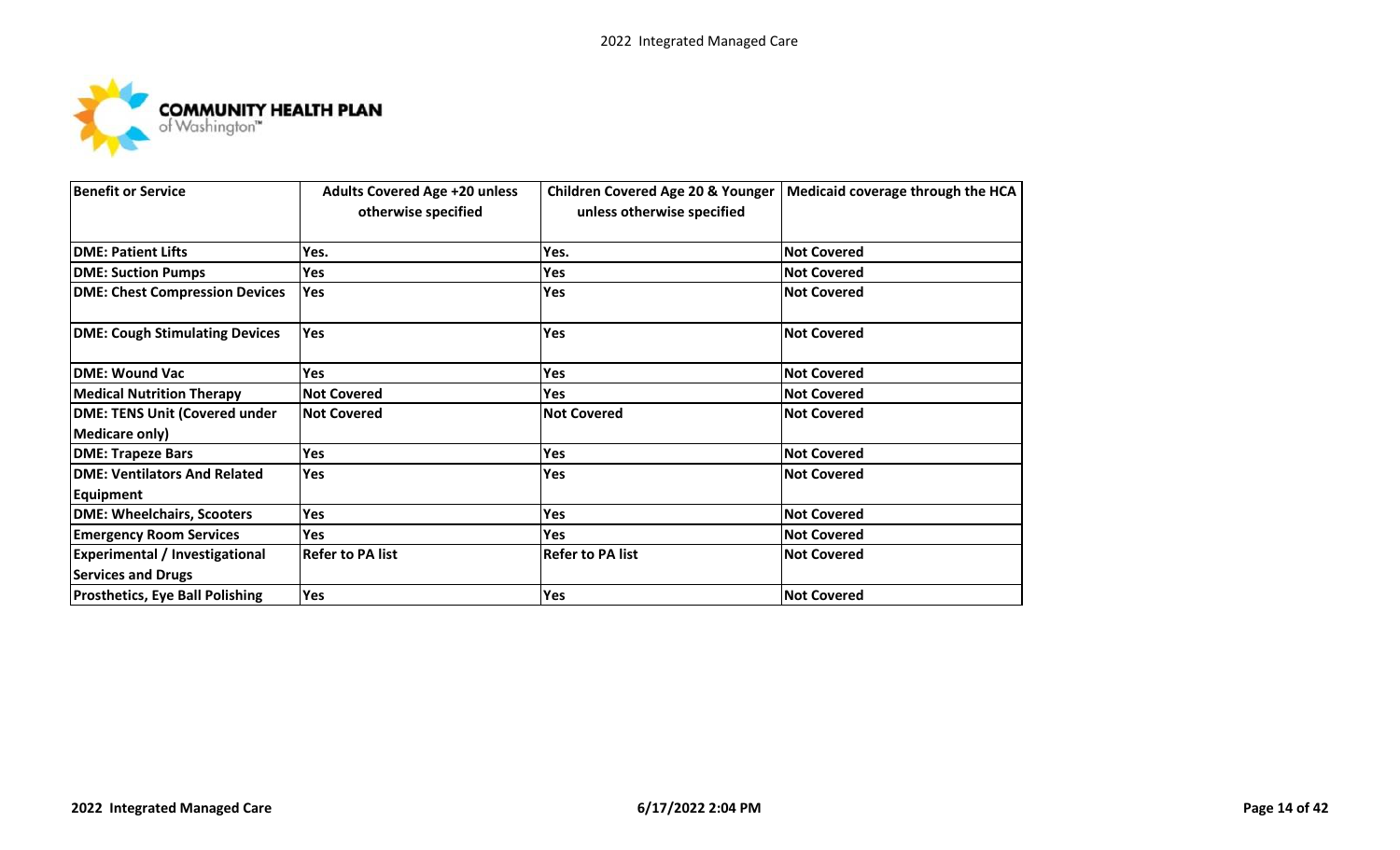**COMMUNITY HEALTH PLAN** of Washington™

| Benefit or Service | Adults Covered Age +20 unless otherwise specified | Children Covered Age 20 & Younger unless otherwise specified | Medicaid coverage through the HCA |
|---|---|---|---|
| **DME: Patient Lifts** | **Yes.** | **Yes.** | **Not Covered** |
| **DME: Suction Pumps** | **Yes** | **Yes** | **Not Covered** |
| **DME: Chest Compression Devices** | **Yes** | **Yes** | **Not Covered** |
| **DME: Cough Stimulating Devices** | **Yes** | **Yes** | **Not Covered** |
| **DME: Wound Vac** | **Yes** | **Yes** | **Not Covered** |
| **Medical Nutrition Therapy** | **Not Covered** | **Yes** | **Not Covered** |
| **DME: TENS Unit (Covered under Medicare only)** | **Not Covered** | **Not Covered** | **Not Covered** |
| **DME: Trapeze Bars** | **Yes** | **Yes** | **Not Covered** |
| **DME: Ventilators And Related Equipment** | **Yes** | **Yes** | **Not Covered** |
| **DME: Wheelchairs, Scooters** | **Yes** | **Yes** | **Not Covered** |
| **Emergency Room Services** | **Yes** | **Yes** | **Not Covered** |
| **Experimental / Investigational Services and Drugs** | **Refer to PA list** | **Refer to PA list** | **Not Covered** |
| **Prosthetics, Eye Ball Polishing** | **Yes** | **Yes** | **Not Covered** |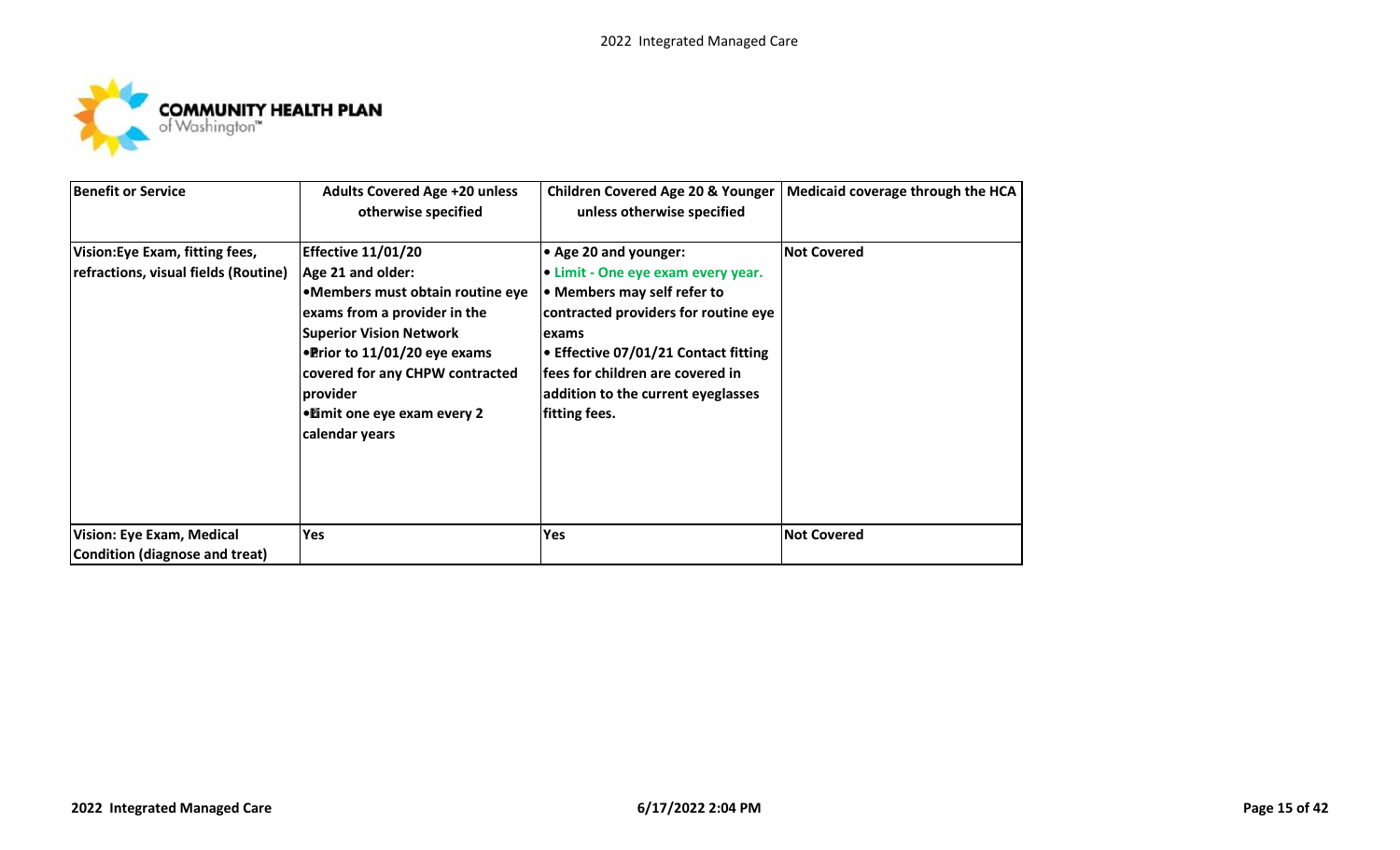| Benefit or Service | Adults Covered Age +20 unless otherwise specified | Children Covered Age 20 & Younger unless otherwise specified | Medicaid coverage through the HCA |
|---|---|---|---|
| Vision:Eye Exam, fitting fees, refractions, visual fields (Routine) | **Effective 11/01/20**<br>**Age 21 and older:**<br>**•Members must obtain routine eye exams from a provider in the Superior Vision Network**<br>**•Prior to 11/01/20 eye exams covered for any CHPW contracted provider**<br>**•Limit one eye exam every 2 calendar years** | **• Age 20 and younger:**<br>**• Limit - One eye exam every year.**<br>**• Members may self refer to contracted providers for routine eye exams**<br>**• Effective 07/01/21 Contact fitting fees for children are covered in addition to the current eyeglasses fitting fees.** | **Not Covered** |
| **Vision: Eye Exam, Medical Condition (diagnose and treat)** | **Yes** | **Yes** | **Not Covered** |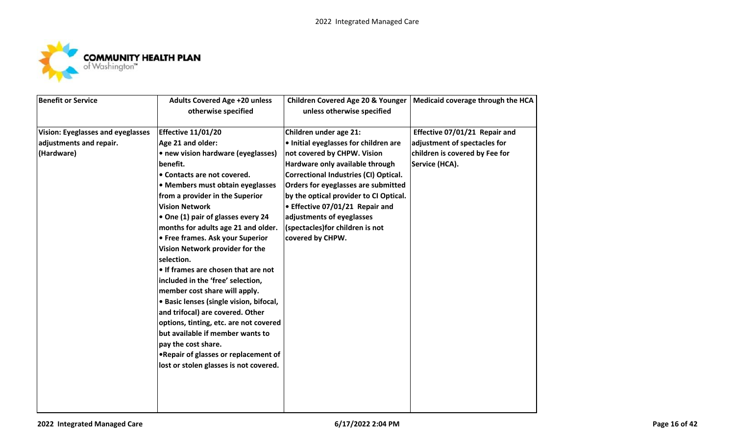| Benefit or Service | Adults Covered Age +20 unless otherwise specified | Children Covered Age 20 & Younger unless otherwise specified | Medicaid coverage through the HCA |
|---|---|---|---|
| **Vision: Eyeglasses and eyeglasses adjustments and repair. (Hardware)** | **Effective 11/01/20**<br>**Age 21 and older:**<br>**• new vision hardware (eyeglasses) benefit.**<br>**• Contacts are not covered.**<br>**• Members must obtain eyeglasses from a provider in the Superior Vision Network**<br>**• One (1) pair of glasses every 24 months for adults age 21 and older.**<br>**• Free frames. Ask your Superior Vision Network provider for the selection.**<br>**• If frames are chosen that are not included in the 'free' selection, member cost share will apply.**<br>**• Basic lenses (single vision, bifocal, and trifocal) are covered. Other options, tinting, etc. are not covered but available if member wants to pay the cost share.**<br>**•Repair of glasses or replacement of lost or stolen glasses is not covered.** | **Children under age 21:**<br>**• Initial eyeglasses for children are not covered by CHPW. Vision Hardware only available through Correctional Industries (CI) Optical. Orders for eyeglasses are submitted by the optical provider to CI Optical.**<br>**• Effective 07/01/21 Repair and adjustments of eyeglasses (spectacles)for children is not covered by CHPW.** | **Effective 07/01/21 Repair and adjustment of spectacles for children is covered by Fee for Service (HCA).** |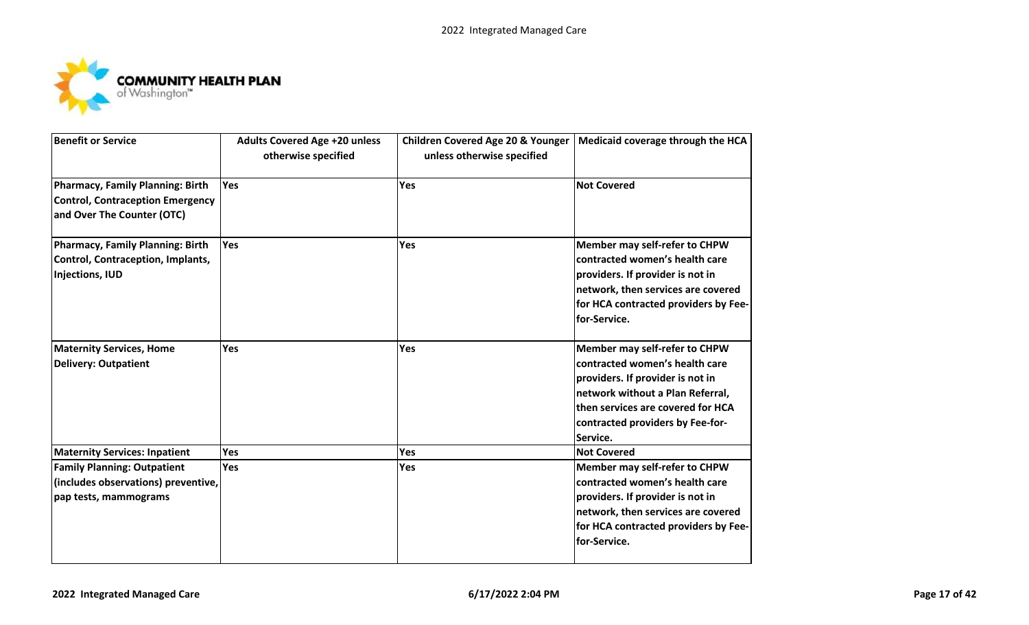| Benefit or Service | Adults Covered Age +20 unless otherwise specified | Children Covered Age 20 & Younger unless otherwise specified | Medicaid coverage through the HCA |
|---|---|---|---|
| **Pharmacy, Family Planning: Birth Control, Contraception Emergency and Over The Counter (OTC)** | Yes | Yes | Not Covered |
| **Pharmacy, Family Planning: Birth Control, Contraception, Implants, Injections, IUD** | Yes | Yes | Member may self-refer to CHPW contracted women's health care providers. If provider is not in network, then services are covered for HCA contracted providers by Fee-for-Service. |
| **Maternity Services, Home Delivery: Outpatient** | Yes | Yes | Member may self-refer to CHPW contracted women's health care providers. If provider is not in network without a Plan Referral, then services are covered for HCA contracted providers by Fee-for-Service. |
| **Maternity Services: Inpatient** | Yes | Yes | Not Covered |
| **Family Planning: Outpatient (includes observations) preventive, pap tests, mammograms** | Yes | Yes | Member may self-refer to CHPW contracted women's health care providers. If provider is not in network, then services are covered for HCA contracted providers by Fee-for-Service. |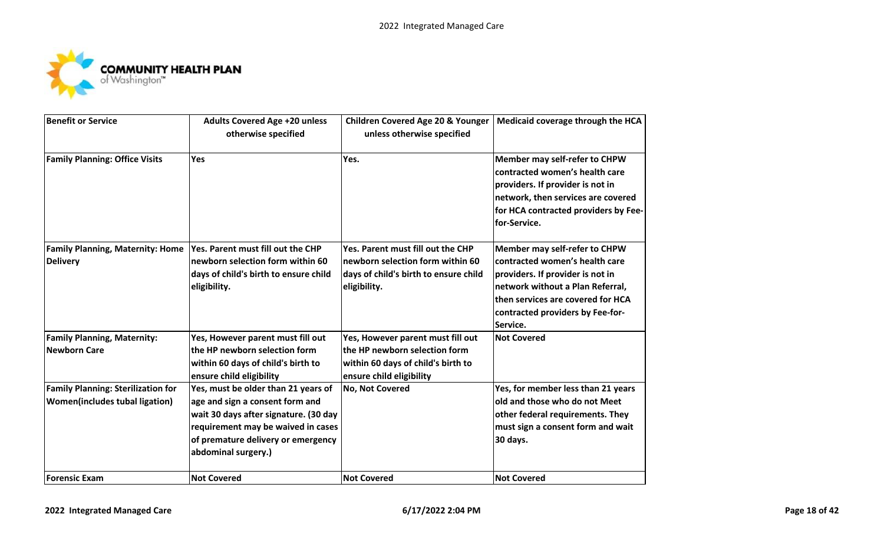**COMMUNITY HEALTH PLAN**
of Washington™

| Benefit or Service | Adults Covered Age +20 unless otherwise specified | Children Covered Age 20 & Younger unless otherwise specified | Medicaid coverage through the HCA |
|---|---|---|---|
| **Family Planning: Office Visits** | Yes | Yes. | Member may self-refer to CHPW contracted women's health care providers. If provider is not in network, then services are covered for HCA contracted providers by Fee-for-Service. |
| **Family Planning, Maternity: Home Delivery** | Yes. Parent must fill out the CHP newborn selection form within 60 days of child's birth to ensure child eligibility. | Yes. Parent must fill out the CHP newborn selection form within 60 days of child's birth to ensure child eligibility. | Member may self-refer to CHPW contracted women's health care providers. If provider is not in network without a Plan Referral, then services are covered for HCA contracted providers by Fee-for-Service. |
| **Family Planning, Maternity: Newborn Care** | Yes, However parent must fill out the HP newborn selection form within 60 days of child's birth to ensure child eligibility | Yes, However parent must fill out the HP newborn selection form within 60 days of child's birth to ensure child eligibility | Not Covered |
| **Family Planning: Sterilization for Women(includes tubal ligation)** | Yes, must be older than 21 years of age and sign a consent form and wait 30 days after signature. (30 day requirement may be waived in cases of premature delivery or emergency abdominal surgery.) | No, Not Covered | Yes, for member less than 21 years old and those who do not Meet other federal requirements. They must sign a consent form and wait 30 days. |
| **Forensic Exam** | Not Covered | Not Covered | Not Covered |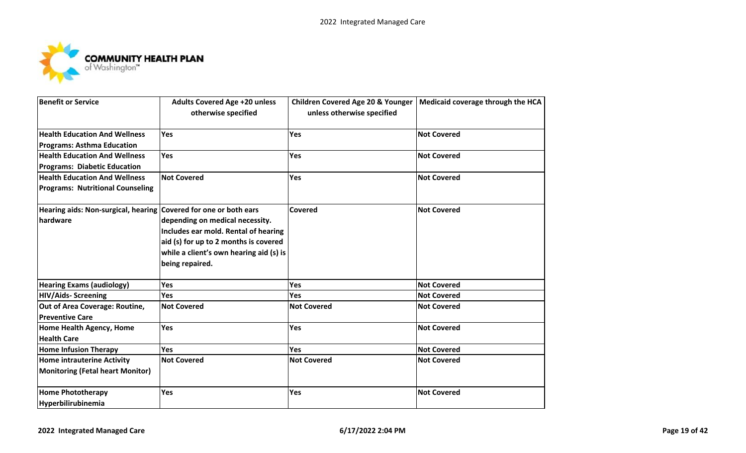**COMMUNITY HEALTH PLAN** of Washington™

| Benefit or Service | Adults Covered Age +20 unless otherwise specified | Children Covered Age 20 & Younger unless otherwise specified | Medicaid coverage through the HCA |
|---|---|---|---|
| Health Education And Wellness Programs: Asthma Education | Yes | Yes | Not Covered |
| Health Education And Wellness Programs: Diabetic Education | Yes | Yes | Not Covered |
| Health Education And Wellness Programs: Nutritional Counseling | Not Covered | Yes | Not Covered |
| Hearing aids: Non-surgical, hearing hardware | Covered for one or both ears depending on medical necessity. Includes ear mold. Rental of hearing aid (s) for up to 2 months is covered while a client's own hearing aid (s) is being repaired. | Covered | Not Covered |
| Hearing Exams (audiology) | Yes | Yes | Not Covered |
| HIV/Aids- Screening | Yes | Yes | Not Covered |
| Out of Area Coverage: Routine, Preventive Care | Not Covered | Not Covered | Not Covered |
| Home Health Agency, Home Health Care | Yes | Yes | Not Covered |
| Home Infusion Therapy | Yes | Yes | Not Covered |
| Home intrauterine Activity Monitoring (Fetal heart Monitor) | Not Covered | Not Covered | Not Covered |
| Home Phototherapy Hyperbilirubinemia | Yes | Yes | Not Covered |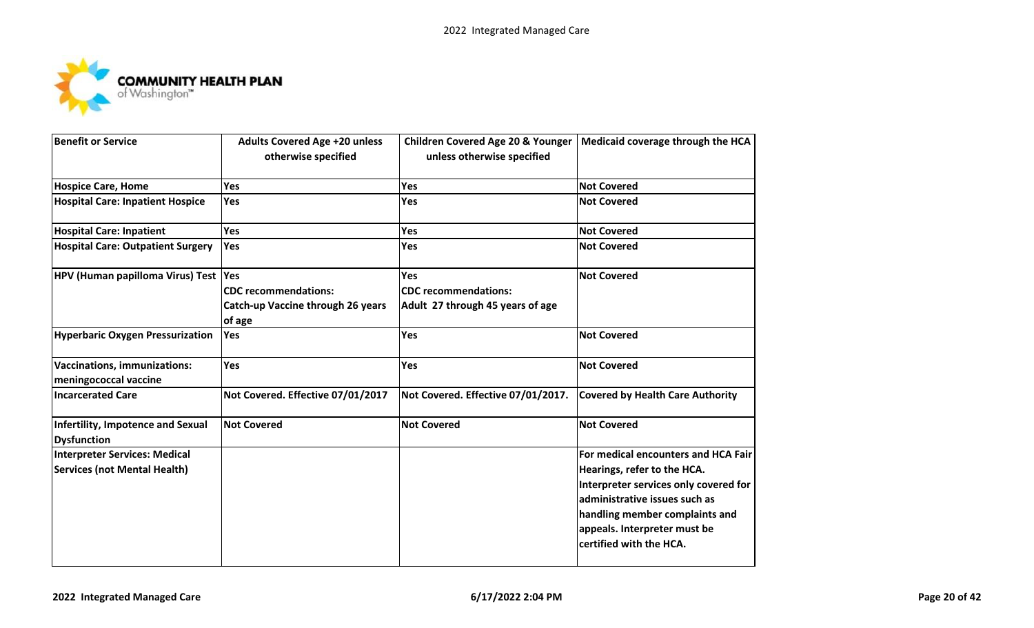| Benefit or Service | Adults Covered Age +20 unless otherwise specified | Children Covered Age 20 & Younger unless otherwise specified | Medicaid coverage through the HCA |
|---|---|---|---|
| Hospice Care, Home | Yes | Yes | Not Covered |
| Hospital Care: Inpatient Hospice | Yes | Yes | Not Covered |
| Hospital Care: Inpatient | Yes | Yes | Not Covered |
| Hospital Care: Outpatient Surgery | Yes | Yes | Not Covered |
| HPV (Human papilloma Virus) Test | Yes<br>CDC recommendations:<br>Catch-up Vaccine through 26 years of age | Yes<br>CDC recommendations:<br>Adult 27 through 45 years of age | Not Covered |
| Hyperbaric Oxygen Pressurization | Yes | Yes | Not Covered |
| Vaccinations, immunizations: meningococcal vaccine | Yes | Yes | Not Covered |
| Incarcerated Care | Not Covered. Effective 07/01/2017 | Not Covered. Effective 07/01/2017. | Covered by Health Care Authority |
| Infertility, Impotence and Sexual Dysfunction | Not Covered | Not Covered | Not Covered |
| Interpreter Services: Medical Services (not Mental Health) | | | For medical encounters and HCA Fair Hearings, refer to the HCA. Interpreter services only covered for administrative issues such as handling member complaints and appeals. Interpreter must be certified with the HCA. |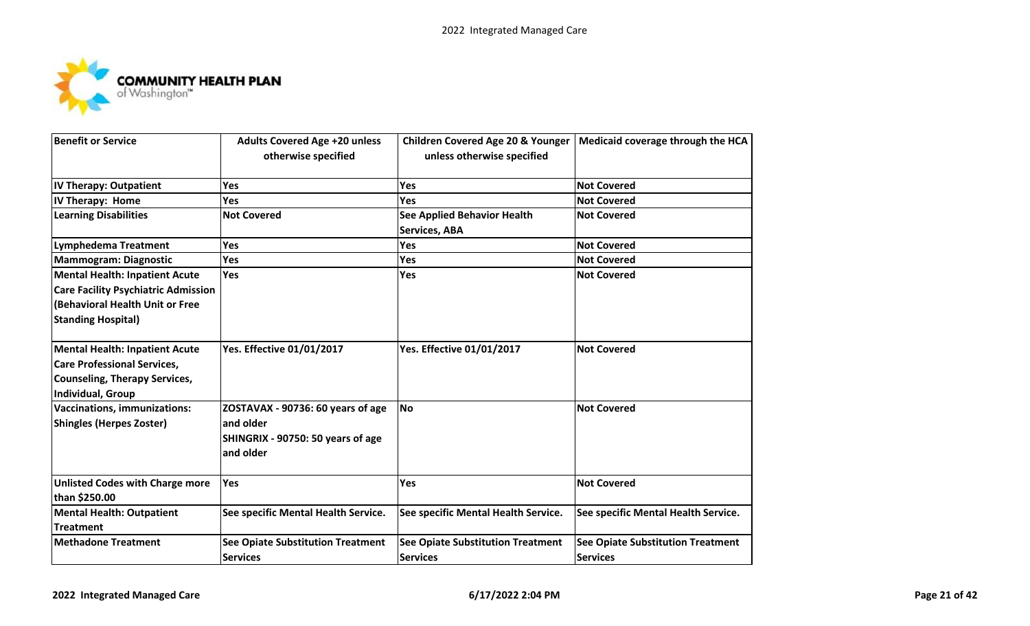| Benefit or Service | Adults Covered Age +20 unless otherwise specified | Children Covered Age 20 & Younger unless otherwise specified | Medicaid coverage through the HCA |
|---|---|---|---|
| IV Therapy: Outpatient | Yes | Yes | Not Covered |
| IV Therapy: Home | Yes | Yes | Not Covered |
| Learning Disabilities | Not Covered | See Applied Behavior Health Services, ABA | Not Covered |
| Lymphedema Treatment | Yes | Yes | Not Covered |
| Mammogram: Diagnostic | Yes | Yes | Not Covered |
| Mental Health: Inpatient Acute Care Facility Psychiatric Admission (Behavioral Health Unit or Free Standing Hospital) | Yes | Yes | Not Covered |
| Mental Health: Inpatient Acute Care Professional Services, Counseling, Therapy Services, Individual, Group | Yes. Effective 01/01/2017 | Yes. Effective 01/01/2017 | Not Covered |
| Vaccinations, immunizations: Shingles (Herpes Zoster) | ZOSTAVAX - 90736: 60 years of age and older<br>SHINGRIX - 90750: 50 years of age and older | No | Not Covered |
| Unlisted Codes with Charge more than $250.00 | Yes | Yes | Not Covered |
| Mental Health: Outpatient Treatment | See specific Mental Health Service. | See specific Mental Health Service. | See specific Mental Health Service. |
| Methadone Treatment | See Opiate Substitution Treatment Services | See Opiate Substitution Treatment Services | See Opiate Substitution Treatment Services |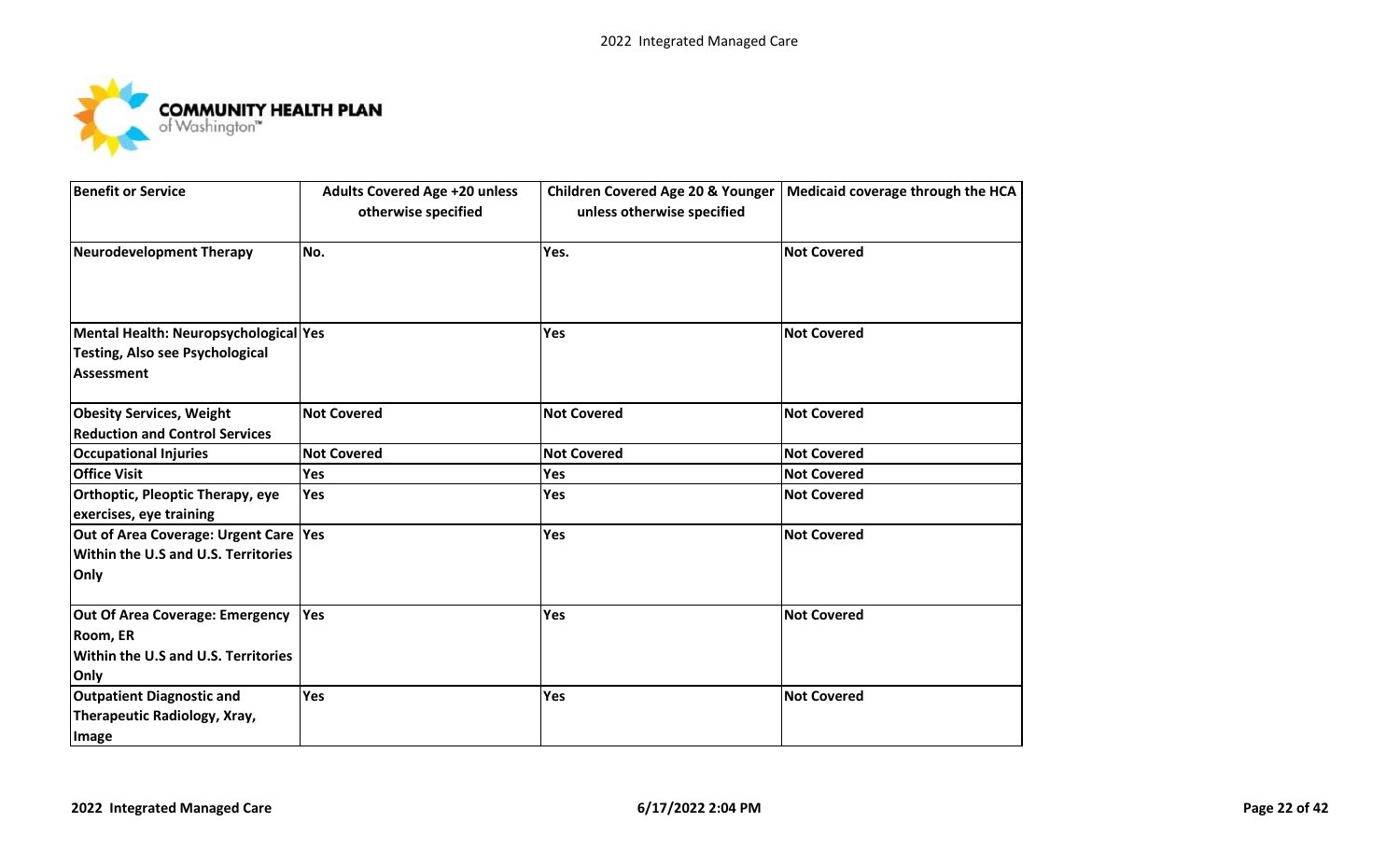| Benefit or Service | Adults Covered Age +20 unless otherwise specified | Children Covered Age 20 & Younger unless otherwise specified | Medicaid coverage through the HCA |
|---|---|---|---|
| **Neurodevelopment Therapy** | **No.** | **Yes.** | **Not Covered** |
| **Mental Health: Neuropsychological Testing, Also see Psychological Assessment** | **Yes** | **Yes** | **Not Covered** |
| **Obesity Services, Weight Reduction and Control Services** | **Not Covered** | **Not Covered** | **Not Covered** |
| **Occupational Injuries** | **Not Covered** | **Not Covered** | **Not Covered** |
| **Office Visit** | **Yes** | **Yes** | **Not Covered** |
| **Orthoptic, Pleoptic Therapy, eye exercises, eye training** | **Yes** | **Yes** | **Not Covered** |
| **Out of Area Coverage: Urgent Care Within the U.S and U.S. Territories Only** | **Yes** | **Yes** | **Not Covered** |
| **Out Of Area Coverage: Emergency Room, ER Within the U.S and U.S. Territories Only** | **Yes** | **Yes** | **Not Covered** |
| **Outpatient Diagnostic and Therapeutic Radiology, Xray, Image** | **Yes** | **Yes** | **Not Covered** |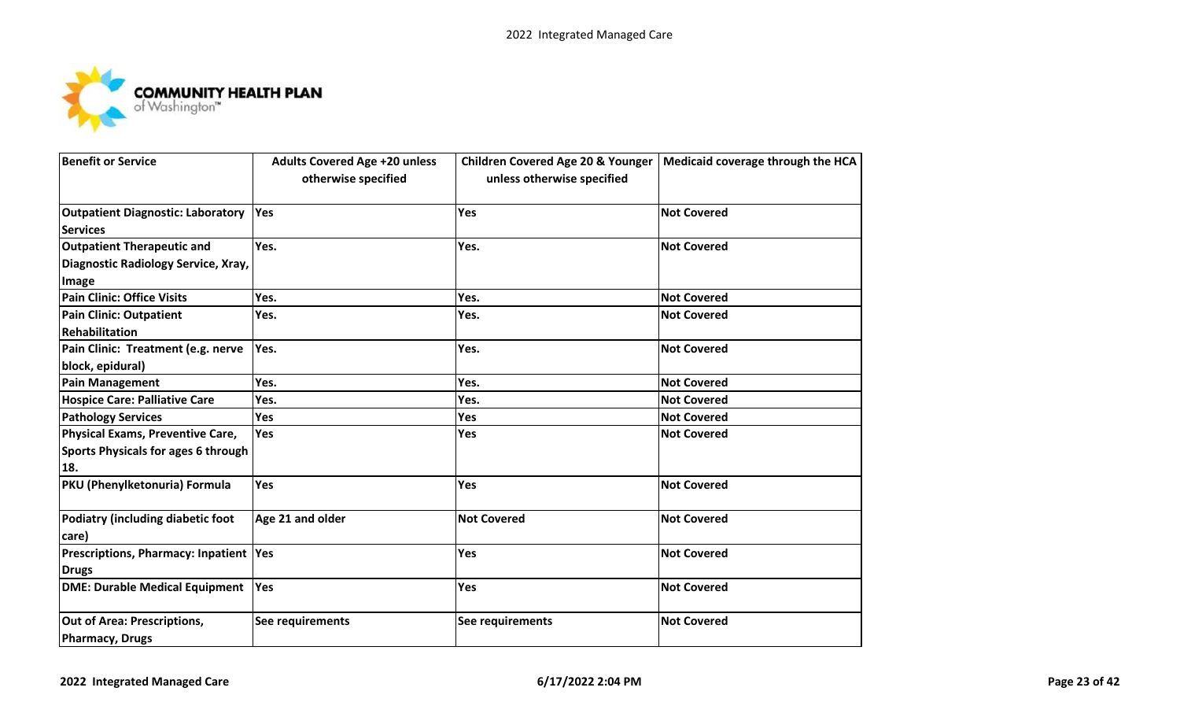| Benefit or Service | Adults Covered Age +20 unless otherwise specified | Children Covered Age 20 & Younger unless otherwise specified | Medicaid coverage through the HCA |
|---|---|---|---|
| **Outpatient Diagnostic: Laboratory Services** | **Yes** | **Yes** | **Not Covered** |
| **Outpatient Therapeutic and Diagnostic Radiology Service, Xray, Image** | **Yes.** | **Yes.** | **Not Covered** |
| **Pain Clinic: Office Visits** | **Yes.** | **Yes.** | **Not Covered** |
| **Pain Clinic: Outpatient Rehabilitation** | **Yes.** | **Yes.** | **Not Covered** |
| **Pain Clinic: Treatment (e.g. nerve block, epidural)** | **Yes.** | **Yes.** | **Not Covered** |
| **Pain Management** | **Yes.** | **Yes.** | **Not Covered** |
| **Hospice Care: Palliative Care** | **Yes.** | **Yes.** | **Not Covered** |
| **Pathology Services** | **Yes** | **Yes** | **Not Covered** |
| **Physical Exams, Preventive Care, Sports Physicals for ages 6 through 18.** | **Yes** | **Yes** | **Not Covered** |
| **PKU (Phenylketonuria) Formula** | **Yes** | **Yes** | **Not Covered** |
| **Podiatry (including diabetic foot care)** | **Age 21 and older** | **Not Covered** | **Not Covered** |
| **Prescriptions, Pharmacy: Inpatient Drugs** | **Yes** | **Yes** | **Not Covered** |
| **DME: Durable Medical Equipment** | **Yes** | **Yes** | **Not Covered** |
| **Out of Area: Prescriptions, Pharmacy, Drugs** | **See requirements** | **See requirements** | **Not Covered** |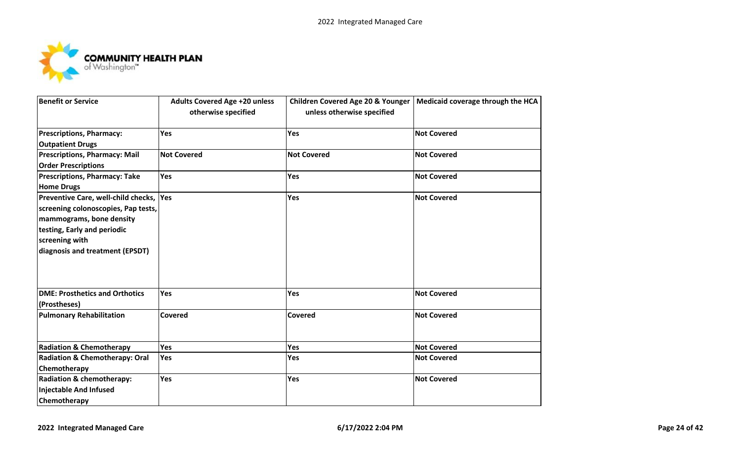| Benefit or Service | Adults Covered Age +20 unless otherwise specified | Children Covered Age 20 & Younger unless otherwise specified | Medicaid coverage through the HCA |
|---|---|---|---|
| **Prescriptions, Pharmacy: Outpatient Drugs** | Yes | Yes | Not Covered |
| **Prescriptions, Pharmacy: Mail Order Prescriptions** | Not Covered | Not Covered | Not Covered |
| **Prescriptions, Pharmacy: Take Home Drugs** | Yes | Yes | Not Covered |
| **Preventive Care, well-child checks, screening colonoscopies, Pap tests, mammograms, bone density testing, Early and periodic screening with diagnosis and treatment (EPSDT)** | Yes | Yes | Not Covered |
| **DME: Prosthetics and Orthotics (Prostheses)** | Yes | Yes | Not Covered |
| **Pulmonary Rehabilitation** | Covered | Covered | Not Covered |
| **Radiation & Chemotherapy** | Yes | Yes | Not Covered |
| **Radiation & Chemotherapy: Oral Chemotherapy** | Yes | Yes | Not Covered |
| **Radiation & chemotherapy: Injectable And Infused Chemotherapy** | Yes | Yes | Not Covered |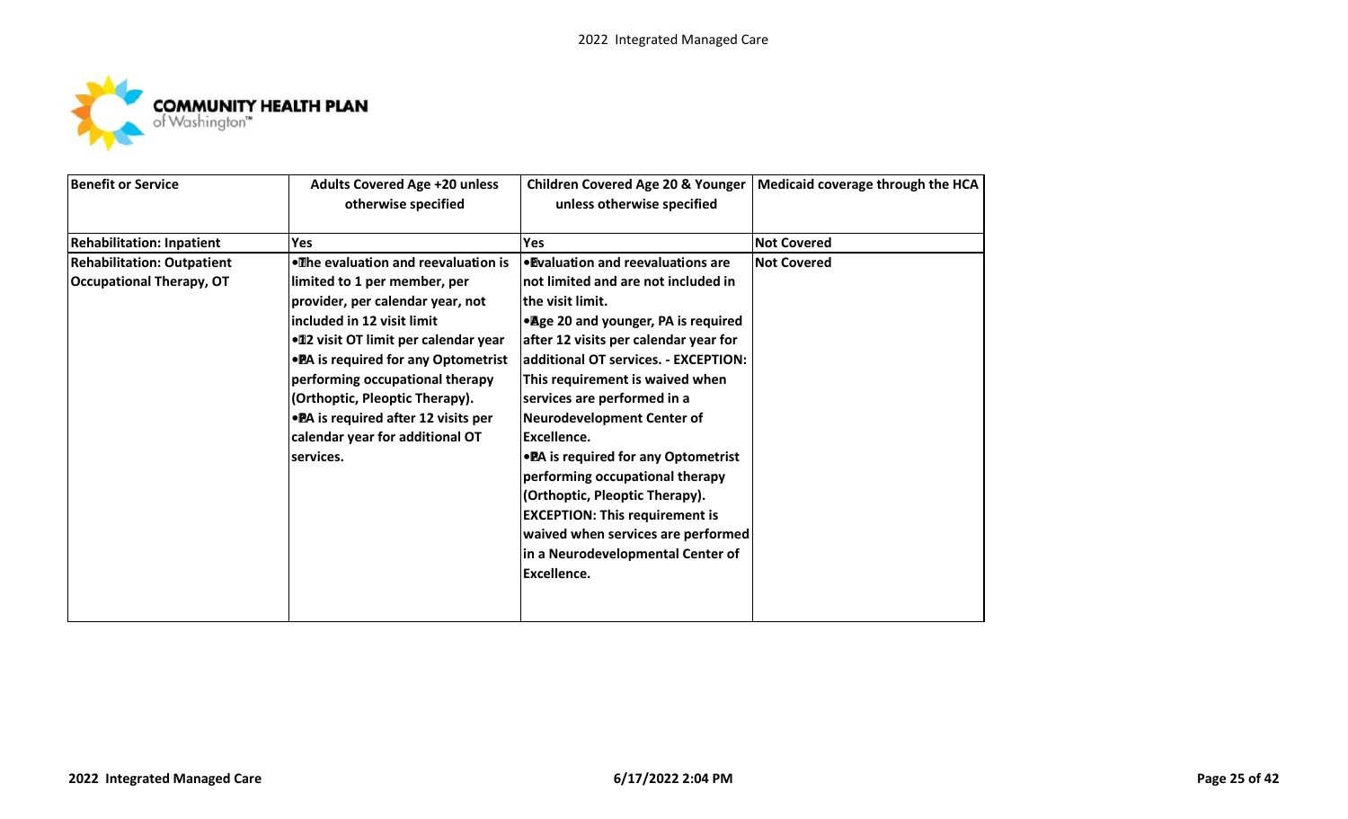| Benefit or Service | Adults Covered Age +20 unless otherwise specified | Children Covered Age 20 & Younger unless otherwise specified | Medicaid coverage through the HCA |
|---|---|---|---|
| Rehabilitation: Inpatient | Yes | Yes | Not Covered |
| Rehabilitation: Outpatient Occupational Therapy, OT | • The evaluation and reevaluation is limited to 1 per member, per provider, per calendar year, not included in 12 visit limit<br>• 12 visit OT limit per calendar year<br>• PA is required for any Optometrist performing occupational therapy (Orthoptic, Pleoptic Therapy).<br>• PA is required after 12 visits per calendar year for additional OT services. | • Evaluation and reevaluations are not limited and are not included in the visit limit.<br>• Age 20 and younger, PA is required after 12 visits per calendar year for additional OT services. - EXCEPTION: This requirement is waived when services are performed in a Neurodevelopment Center of Excellence.<br>• PA is required for any Optometrist performing occupational therapy (Orthoptic, Pleoptic Therapy). EXCEPTION: This requirement is waived when services are performed in a Neurodevelopmental Center of Excellence. | Not Covered |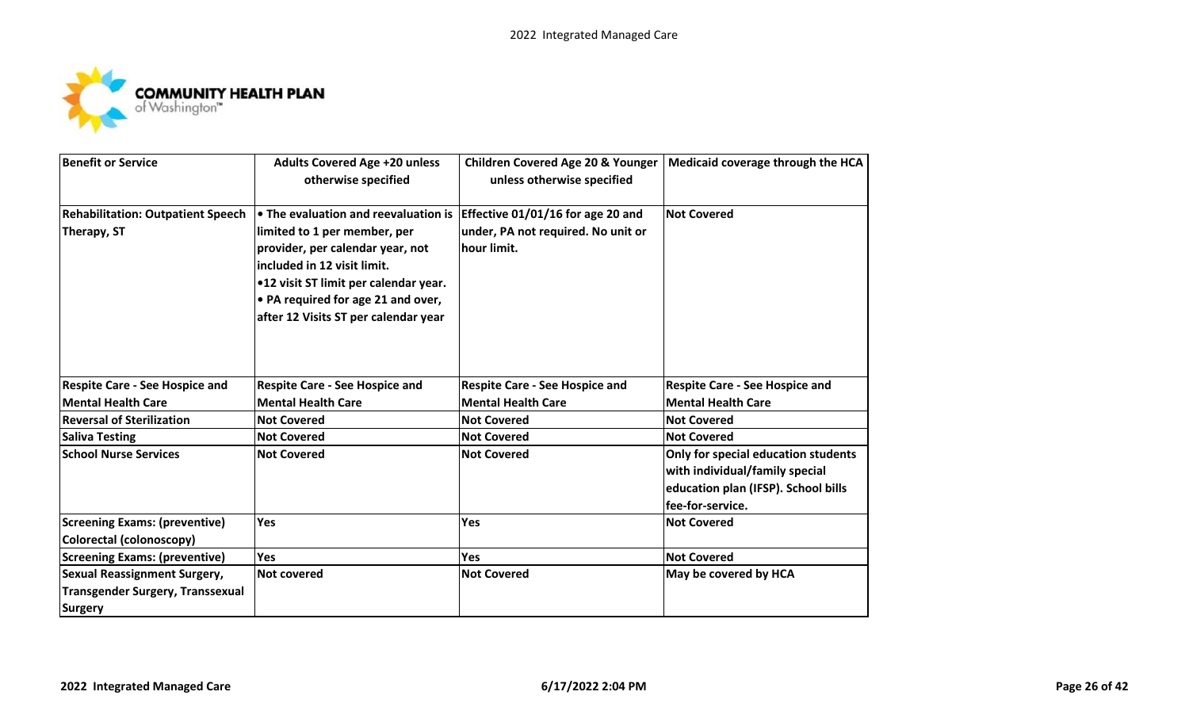| Benefit or Service | Adults Covered Age +20 unless otherwise specified | Children Covered Age 20 & Younger unless otherwise specified | Medicaid coverage through the HCA |
|---|---|---|---|
| **Rehabilitation: Outpatient Speech Therapy, ST** | • The evaluation and reevaluation is limited to 1 per member, per provider, per calendar year, not included in 12 visit limit.<br>•12 visit ST limit per calendar year.<br>• PA required for age 21 and over, after 12 Visits ST per calendar year | Effective 01/01/16 for age 20 and under, PA not required. No unit or hour limit. | Not Covered |
| **Respite Care - See Hospice and Mental Health Care** | Respite Care - See Hospice and Mental Health Care | Respite Care - See Hospice and Mental Health Care | Respite Care - See Hospice and Mental Health Care |
| **Reversal of Sterilization** | Not Covered | Not Covered | Not Covered |
| **Saliva Testing** | Not Covered | Not Covered | Not Covered |
| **School Nurse Services** | Not Covered | Not Covered | Only for special education students with individual/family special education plan (IFSP). School bills fee-for-service. |
| **Screening Exams: (preventive) Colorectal (colonoscopy)** | Yes | Yes | Not Covered |
| **Screening Exams: (preventive)** | Yes | Yes | Not Covered |
| **Sexual Reassignment Surgery, Transgender Surgery, Transsexual Surgery** | Not covered | Not Covered | May be covered by HCA |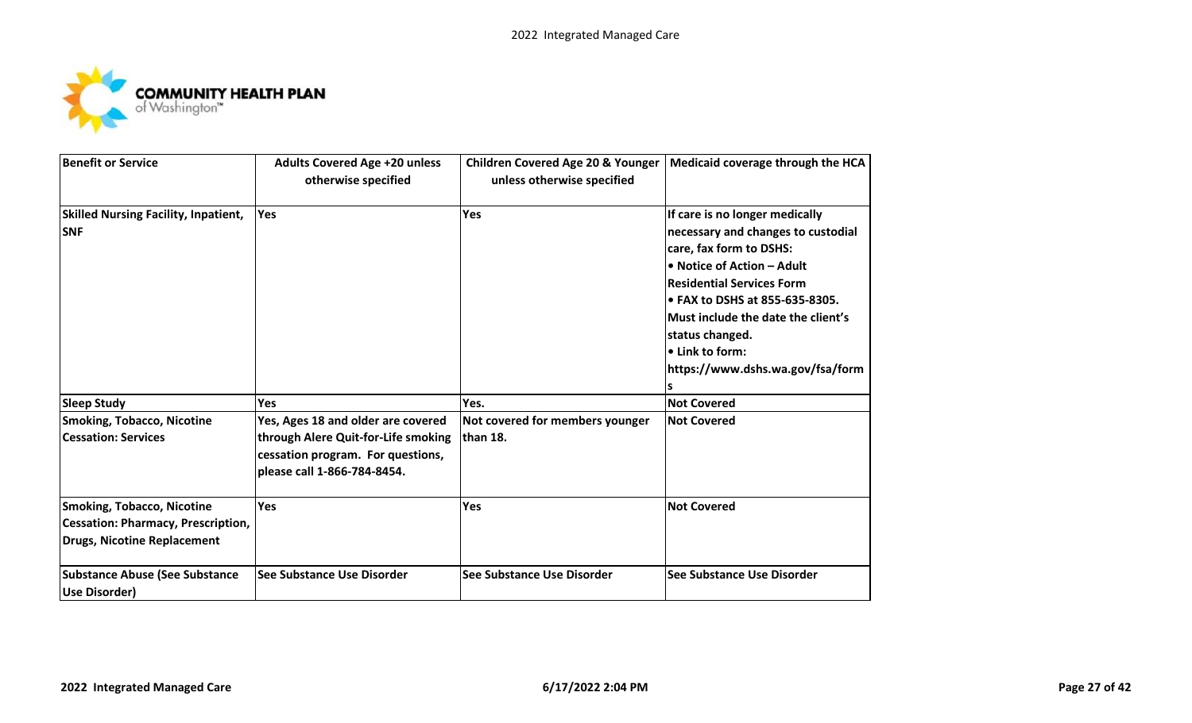| Benefit or Service | Adults Covered Age +20 unless otherwise specified | Children Covered Age 20 & Younger unless otherwise specified | Medicaid coverage through the HCA |
|---|---|---|---|
| **Skilled Nursing Facility, Inpatient, SNF** | **Yes** | **Yes** | **If care is no longer medically necessary and changes to custodial care, fax form to DSHS:** **• Notice of Action – Adult Residential Services Form** **• FAX to DSHS at 855-635-8305. Must include the date the client's status changed.** **• Link to form: https://www.dshs.wa.gov/fsa/forms** |
| **Sleep Study** | **Yes** | **Yes.** | **Not Covered** |
| **Smoking, Tobacco, Nicotine Cessation: Services** | **Yes, Ages 18 and older are covered through Alere Quit-for-Life smoking cessation program. For questions, please call 1-866-784-8454.** | **Not covered for members younger than 18.** | **Not Covered** |
| **Smoking, Tobacco, Nicotine Cessation: Pharmacy, Prescription, Drugs, Nicotine Replacement** | **Yes** | **Yes** | **Not Covered** |
| **Substance Abuse (See Substance Use Disorder)** | **See Substance Use Disorder** | **See Substance Use Disorder** | **See Substance Use Disorder** |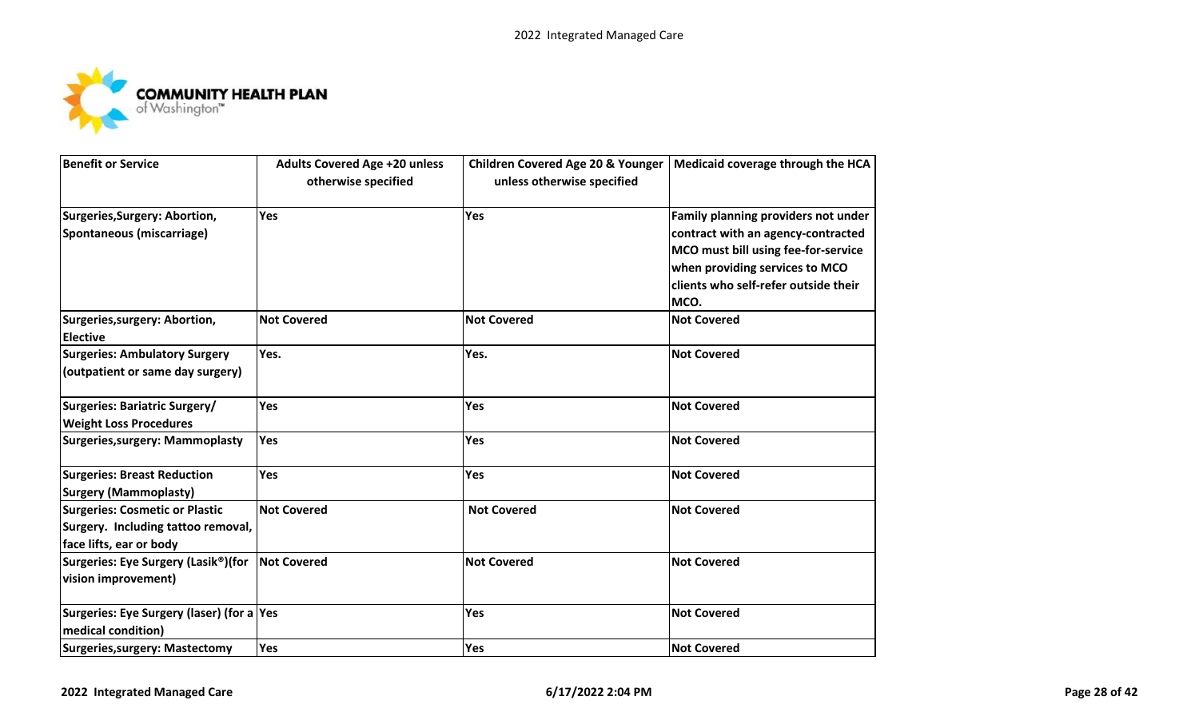| Benefit or Service | Adults Covered Age +20 unless otherwise specified | Children Covered Age 20 & Younger unless otherwise specified | Medicaid coverage through the HCA |
|---|---|---|---|
| Surgeries,Surgery: Abortion, Spontaneous (miscarriage) | Yes | Yes | Family planning providers not under contract with an agency-contracted MCO must bill using fee-for-service when providing services to MCO clients who self-refer outside their MCO. |
| Surgeries,surgery: Abortion, Elective | Not Covered | Not Covered | Not Covered |
| Surgeries: Ambulatory Surgery (outpatient or same day surgery) | Yes. | Yes. | Not Covered |
| Surgeries: Bariatric Surgery/ Weight Loss Procedures | Yes | Yes | Not Covered |
| Surgeries,surgery: Mammoplasty | Yes | Yes | Not Covered |
| Surgeries: Breast Reduction Surgery (Mammoplasty) | Yes | Yes | Not Covered |
| Surgeries: Cosmetic or Plastic Surgery. Including tattoo removal, face lifts, ear or body | Not Covered | Not Covered | Not Covered |
| Surgeries: Eye Surgery (Lasik®)(for vision improvement) | Not Covered | Not Covered | Not Covered |
| Surgeries: Eye Surgery (laser) (for a medical condition) | Yes | Yes | Not Covered |
| Surgeries,surgery: Mastectomy | Yes | Yes | Not Covered |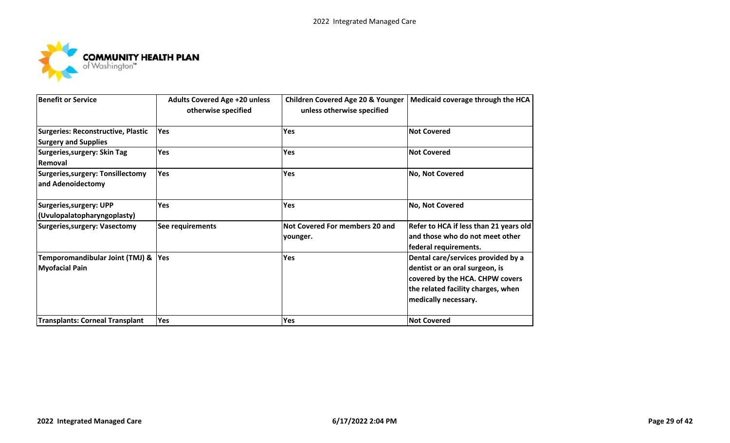| Benefit or Service | Adults Covered Age +20 unless otherwise specified | Children Covered Age 20 & Younger unless otherwise specified | Medicaid coverage through the HCA |
|---|---|---|---|
| Surgeries: Reconstructive, Plastic Surgery and Supplies | Yes | Yes | Not Covered |
| Surgeries,surgery: Skin Tag Removal | Yes | Yes | Not Covered |
| Surgeries,surgery: Tonsillectomy and Adenoidectomy | Yes | Yes | No, Not Covered |
| Surgeries,surgery: UPP (Uvulopalatopharyngoplasty) | Yes | Yes | No, Not Covered |
| Surgeries,surgery: Vasectomy | See requirements | Not Covered For members 20 and younger. | Refer to HCA if less than 21 years old and those who do not meet other federal requirements. |
| Temporomandibular Joint (TMJ) & Myofacial Pain | Yes | Yes | Dental care/services provided by a dentist or an oral surgeon, is covered by the HCA. CHPW covers the related facility charges, when medically necessary. |
| Transplants: Corneal Transplant | Yes | Yes | Not Covered |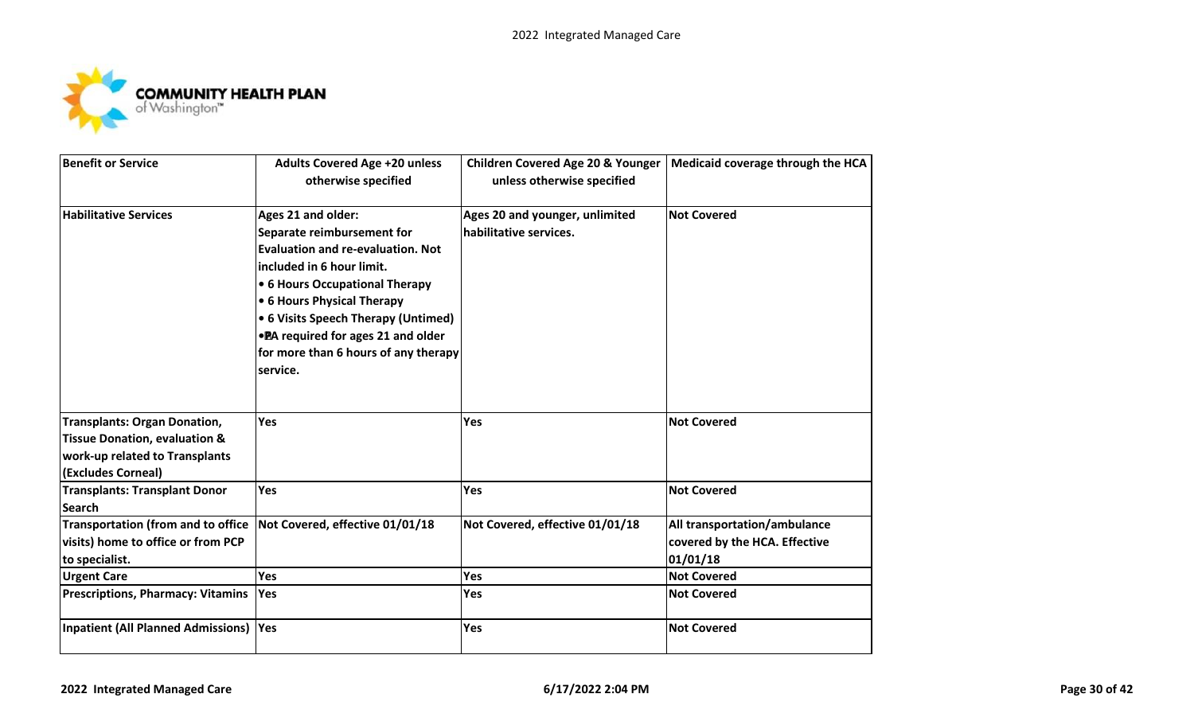**COMMUNITY HEALTH PLAN of Washington™**

| Benefit or Service | Adults Covered Age +20 unless otherwise specified | Children Covered Age 20 & Younger unless otherwise specified | Medicaid coverage through the HCA |
|---|---|---|---|
| Habilitative Services | Ages 21 and older:<br>Separate reimbursement for Evaluation and re-evaluation. Not included in 6 hour limit.<br>• 6 Hours Occupational Therapy<br>• 6 Hours Physical Therapy<br>• 6 Visits Speech Therapy (Untimed)<br>• PA required for ages 21 and older for more than 6 hours of any therapy service. | Ages 20 and younger, unlimited habilitative services. | Not Covered |
| Transplants: Organ Donation, Tissue Donation, evaluation & work-up related to Transplants (Excludes Corneal) | Yes | Yes | Not Covered |
| Transplants: Transplant Donor Search | Yes | Yes | Not Covered |
| Transportation (from and to office visits) home to office or from PCP to specialist. | Not Covered, effective 01/01/18 | Not Covered, effective 01/01/18 | All transportation/ambulance covered by the HCA. Effective 01/01/18 |
| Urgent Care | Yes | Yes | Not Covered |
| Prescriptions, Pharmacy: Vitamins | Yes | Yes | Not Covered |
| Inpatient (All Planned Admissions) | Yes | Yes | Not Covered |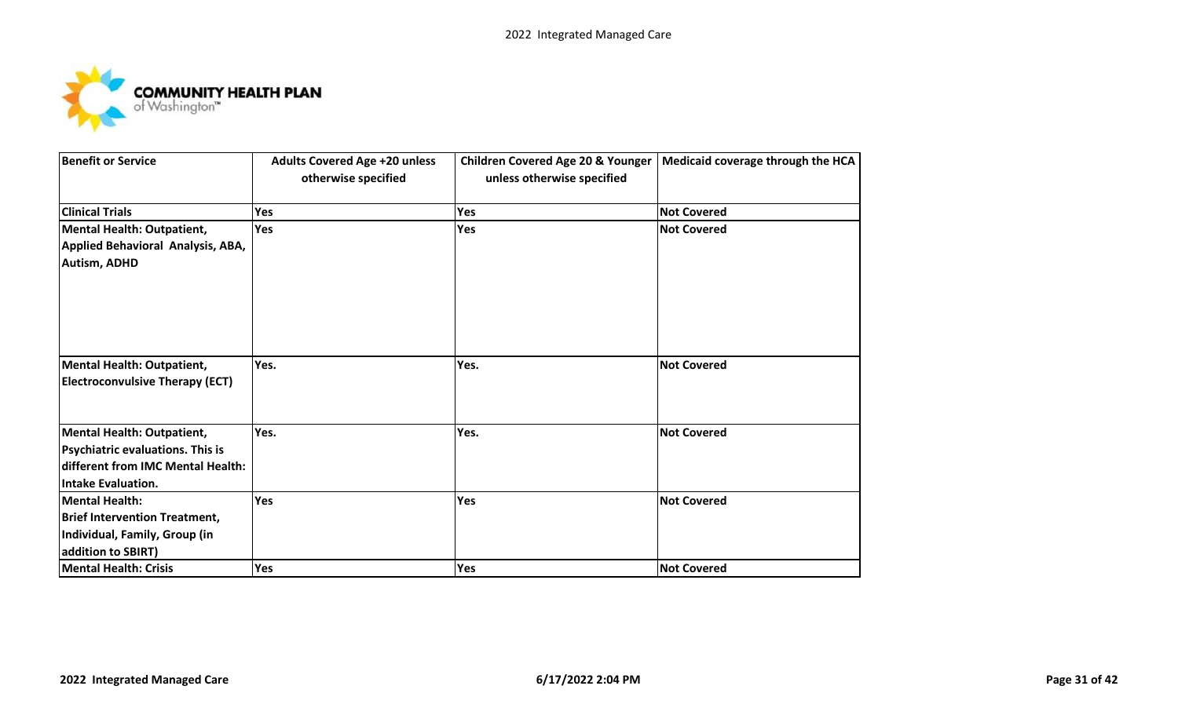| Benefit or Service | Adults Covered Age +20 unless otherwise specified | Children Covered Age 20 & Younger unless otherwise specified | Medicaid coverage through the HCA |
|---|---|---|---|
| Clinical Trials | Yes | Yes | Not Covered |
| Mental Health: Outpatient, Applied Behavioral Analysis, ABA, Autism, ADHD | Yes | Yes | Not Covered |
| Mental Health: Outpatient, Electroconvulsive Therapy (ECT) | Yes. | Yes. | Not Covered |
| Mental Health: Outpatient, Psychiatric evaluations. This is different from IMC Mental Health: Intake Evaluation. | Yes. | Yes. | Not Covered |
| Mental Health: Brief Intervention Treatment, Individual, Family, Group (in addition to SBIRT) | Yes | Yes | Not Covered |
| Mental Health: Crisis | Yes | Yes | Not Covered |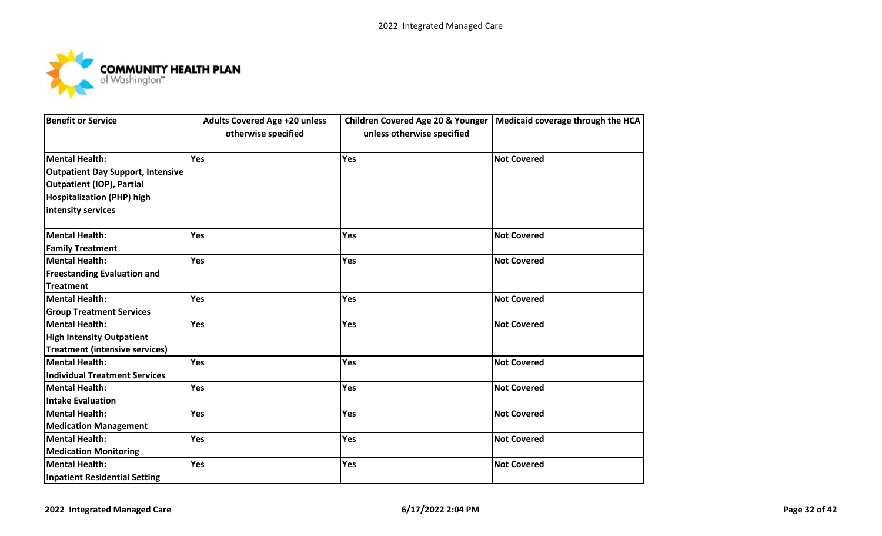| Benefit or Service | Adults Covered Age +20 unless otherwise specified | Children Covered Age 20 & Younger unless otherwise specified | Medicaid coverage through the HCA |
|---|---|---|---|
| **Mental Health: Outpatient Day Support, Intensive Outpatient (IOP), Partial Hospitalization (PHP) high intensity services** | **Yes** | **Yes** | **Not Covered** |
| **Mental Health: Family Treatment** | **Yes** | **Yes** | **Not Covered** |
| **Mental Health: Freestanding Evaluation and Treatment** | **Yes** | **Yes** | **Not Covered** |
| **Mental Health: Group Treatment Services** | **Yes** | **Yes** | **Not Covered** |
| **Mental Health: High Intensity Outpatient Treatment (intensive services)** | **Yes** | **Yes** | **Not Covered** |
| **Mental Health: Individual Treatment Services** | **Yes** | **Yes** | **Not Covered** |
| **Mental Health: Intake Evaluation** | **Yes** | **Yes** | **Not Covered** |
| **Mental Health: Medication Management** | **Yes** | **Yes** | **Not Covered** |
| **Mental Health: Medication Monitoring** | **Yes** | **Yes** | **Not Covered** |
| **Mental Health: Inpatient Residential Setting** | **Yes** | **Yes** | **Not Covered** |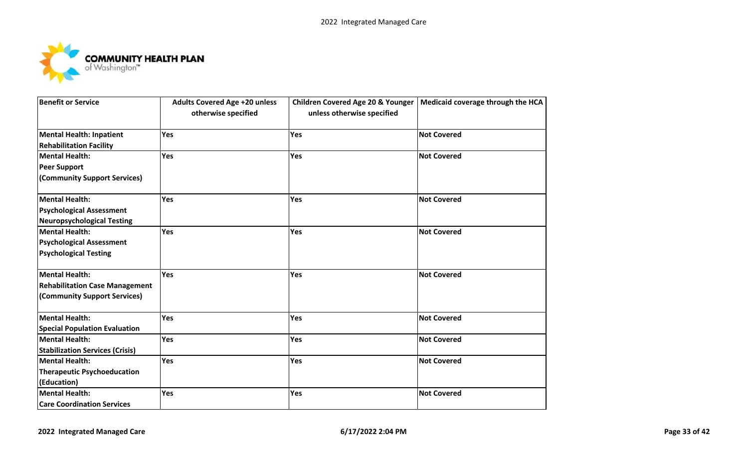**COMMUNITY HEALTH PLAN** of Washington™

| Benefit or Service | Adults Covered Age +20 unless otherwise specified | Children Covered Age 20 & Younger unless otherwise specified | Medicaid coverage through the HCA |
|---|---|---|---|
| **Mental Health: Inpatient Rehabilitation Facility** | **Yes** | **Yes** | **Not Covered** |
| **Mental Health: Peer Support (Community Support Services)** | **Yes** | **Yes** | **Not Covered** |
| **Mental Health: Psychological Assessment Neuropsychological Testing** | **Yes** | **Yes** | **Not Covered** |
| **Mental Health: Psychological Assessment Psychological Testing** | **Yes** | **Yes** | **Not Covered** |
| **Mental Health: Rehabilitation Case Management (Community Support Services)** | **Yes** | **Yes** | **Not Covered** |
| **Mental Health: Special Population Evaluation** | **Yes** | **Yes** | **Not Covered** |
| **Mental Health: Stabilization Services (Crisis)** | **Yes** | **Yes** | **Not Covered** |
| **Mental Health: Therapeutic Psychoeducation (Education)** | **Yes** | **Yes** | **Not Covered** |
| **Mental Health: Care Coordination Services** | **Yes** | **Yes** | **Not Covered** |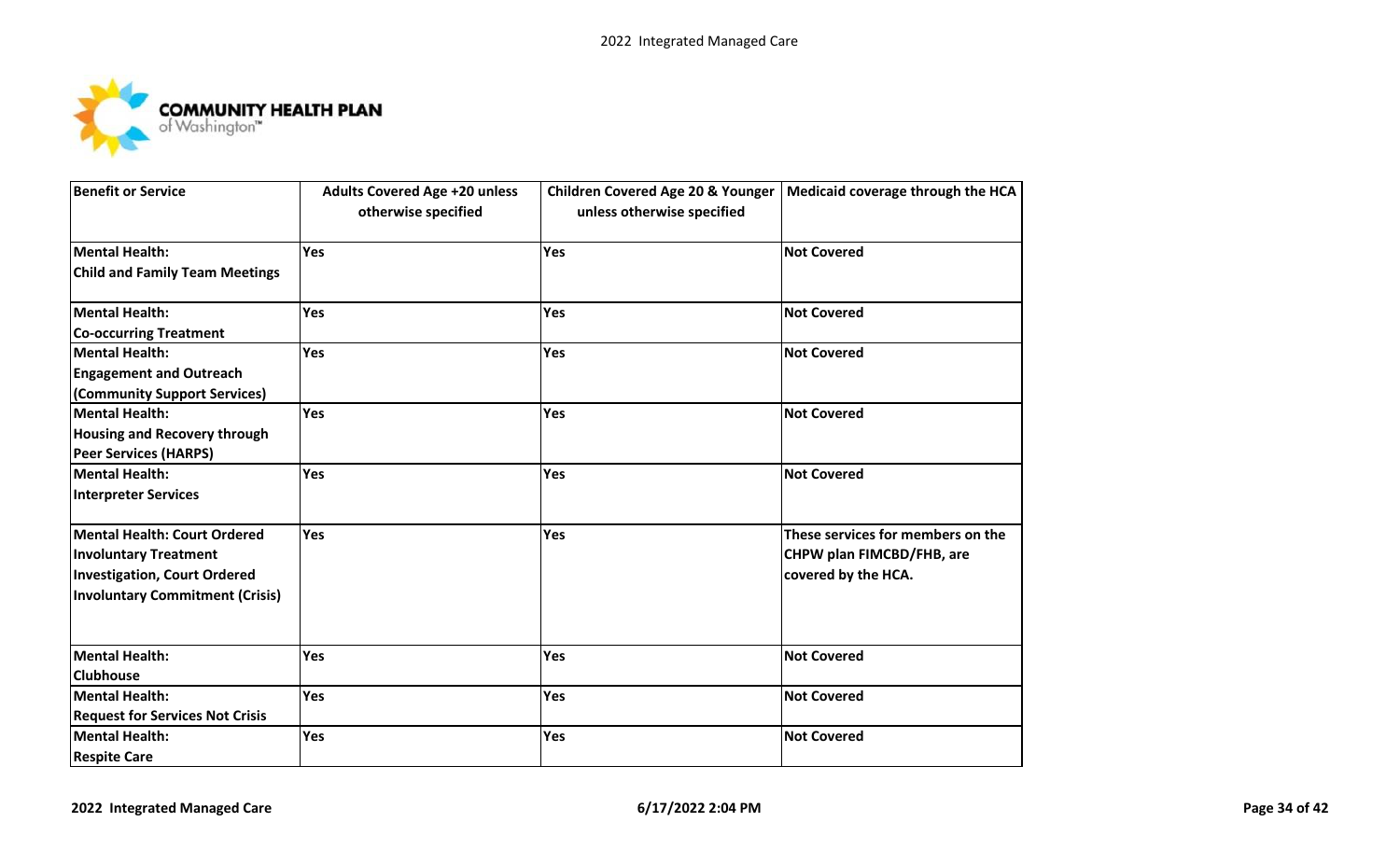**COMMUNITY HEALTH PLAN of Washington™**

| Benefit or Service | Adults Covered Age +20 unless otherwise specified | Children Covered Age 20 & Younger unless otherwise specified | Medicaid coverage through the HCA |
|---|---|---|---|
| Mental Health: Child and Family Team Meetings | Yes | Yes | Not Covered |
| Mental Health: Co-occurring Treatment | Yes | Yes | Not Covered |
| Mental Health: Engagement and Outreach (Community Support Services) | Yes | Yes | Not Covered |
| Mental Health: Housing and Recovery through Peer Services (HARPS) | Yes | Yes | Not Covered |
| Mental Health: Interpreter Services | Yes | Yes | Not Covered |
| Mental Health: Court Ordered Involuntary Treatment Investigation, Court Ordered Involuntary Commitment (Crisis) | Yes | Yes | These services for members on the CHPW plan FIMCBD/FHB, are covered by the HCA. |
| Mental Health: Clubhouse | Yes | Yes | Not Covered |
| Mental Health: Request for Services Not Crisis | Yes | Yes | Not Covered |
| Mental Health: Respite Care | Yes | Yes | Not Covered |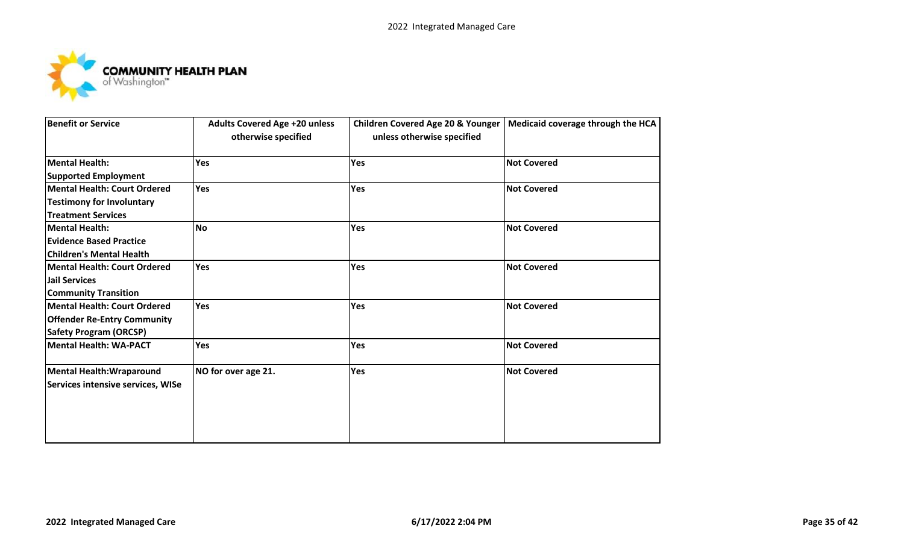| Benefit or Service | Adults Covered Age +20 unless otherwise specified | Children Covered Age 20 & Younger unless otherwise specified | Medicaid coverage through the HCA |
|---|---|---|---|
| **Mental Health: Supported Employment** | **Yes** | **Yes** | **Not Covered** |
| **Mental Health: Court Ordered Testimony for Involuntary Treatment Services** | **Yes** | **Yes** | **Not Covered** |
| **Mental Health: Evidence Based Practice Children's Mental Health** | **No** | **Yes** | **Not Covered** |
| **Mental Health: Court Ordered Jail Services Community Transition** | **Yes** | **Yes** | **Not Covered** |
| **Mental Health: Court Ordered Offender Re-Entry Community Safety Program (ORCSP)** | **Yes** | **Yes** | **Not Covered** |
| **Mental Health: WA-PACT** | **Yes** | **Yes** | **Not Covered** |
| **Mental Health:Wraparound Services intensive services, WISe** | **NO for over age 21.** | **Yes** | **Not Covered** |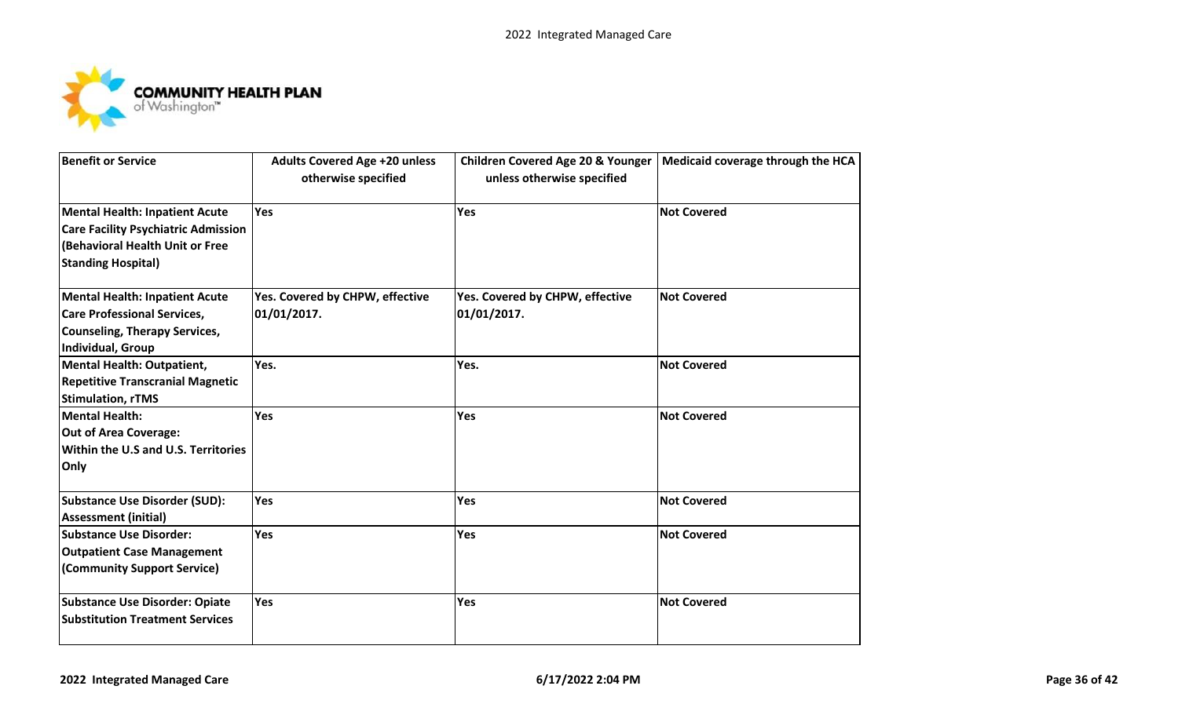| Benefit or Service | Adults Covered Age +20 unless otherwise specified | Children Covered Age 20 & Younger unless otherwise specified | Medicaid coverage through the HCA |
|---|---|---|---|
| **Mental Health: Inpatient Acute Care Facility Psychiatric Admission (Behavioral Health Unit or Free Standing Hospital)** | **Yes** | **Yes** | **Not Covered** |
| **Mental Health: Inpatient Acute Care Professional Services, Counseling, Therapy Services, Individual, Group** | **Yes. Covered by CHPW, effective 01/01/2017.** | **Yes. Covered by CHPW, effective 01/01/2017.** | **Not Covered** |
| **Mental Health: Outpatient, Repetitive Transcranial Magnetic Stimulation, rTMS** | **Yes.** | **Yes.** | **Not Covered** |
| **Mental Health: Out of Area Coverage: Within the U.S and U.S. Territories Only** | **Yes** | **Yes** | **Not Covered** |
| **Substance Use Disorder (SUD): Assessment (initial)** | **Yes** | **Yes** | **Not Covered** |
| **Substance Use Disorder: Outpatient Case Management (Community Support Service)** | **Yes** | **Yes** | **Not Covered** |
| **Substance Use Disorder: Opiate Substitution Treatment Services** | **Yes** | **Yes** | **Not Covered** |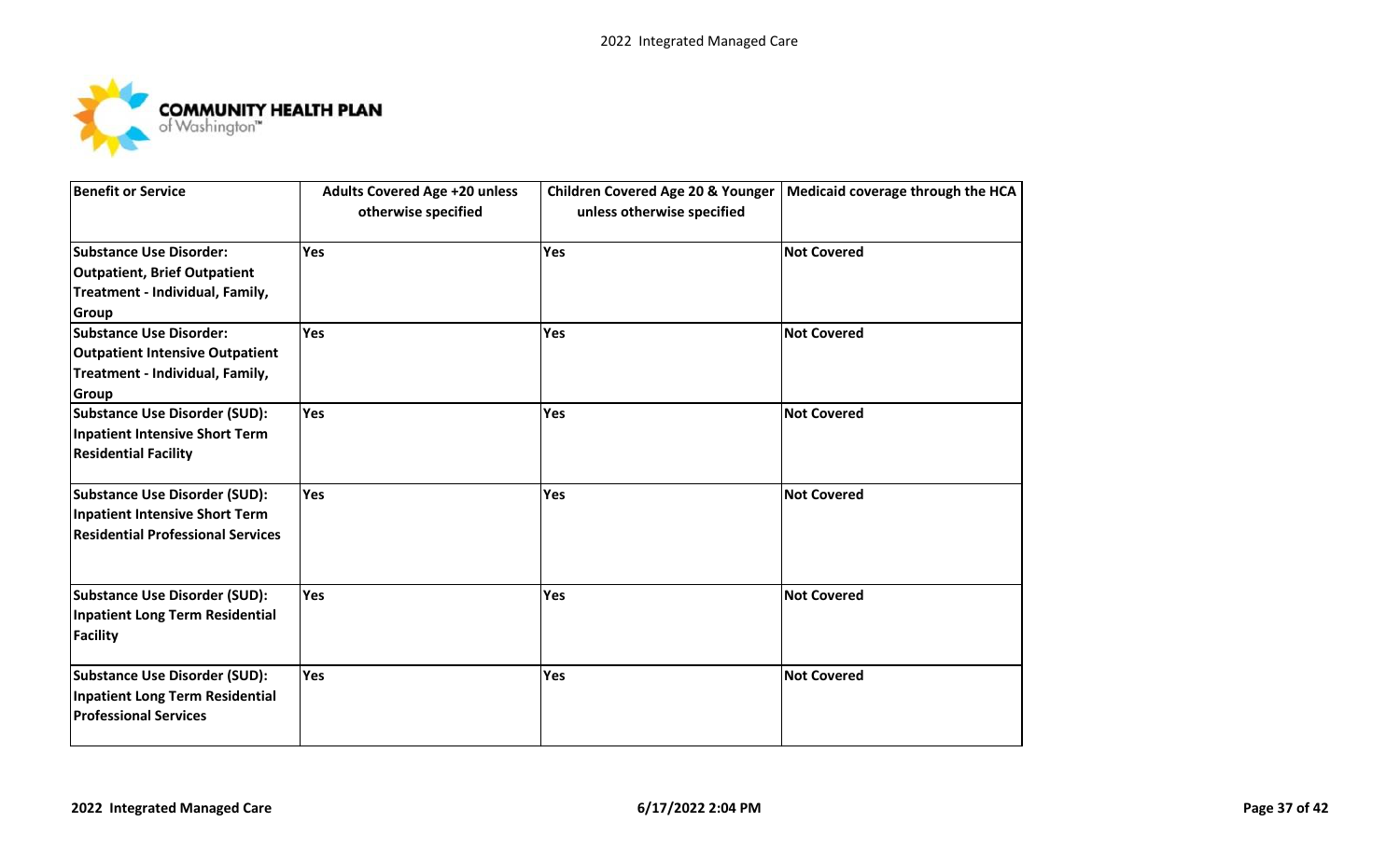| Benefit or Service | Adults Covered Age +20 unless otherwise specified | Children Covered Age 20 & Younger unless otherwise specified | Medicaid coverage through the HCA |
|---|---|---|---|
| Substance Use Disorder: Outpatient, Brief Outpatient Treatment - Individual, Family, Group | Yes | Yes | Not Covered |
| Substance Use Disorder: Outpatient Intensive Outpatient Treatment - Individual, Family, Group | Yes | Yes | Not Covered |
| Substance Use Disorder (SUD): Inpatient Intensive Short Term Residential Facility | Yes | Yes | Not Covered |
| Substance Use Disorder (SUD): Inpatient Intensive Short Term Residential Professional Services | Yes | Yes | Not Covered |
| Substance Use Disorder (SUD): Inpatient Long Term Residential Facility | Yes | Yes | Not Covered |
| Substance Use Disorder (SUD): Inpatient Long Term Residential Professional Services | Yes | Yes | Not Covered |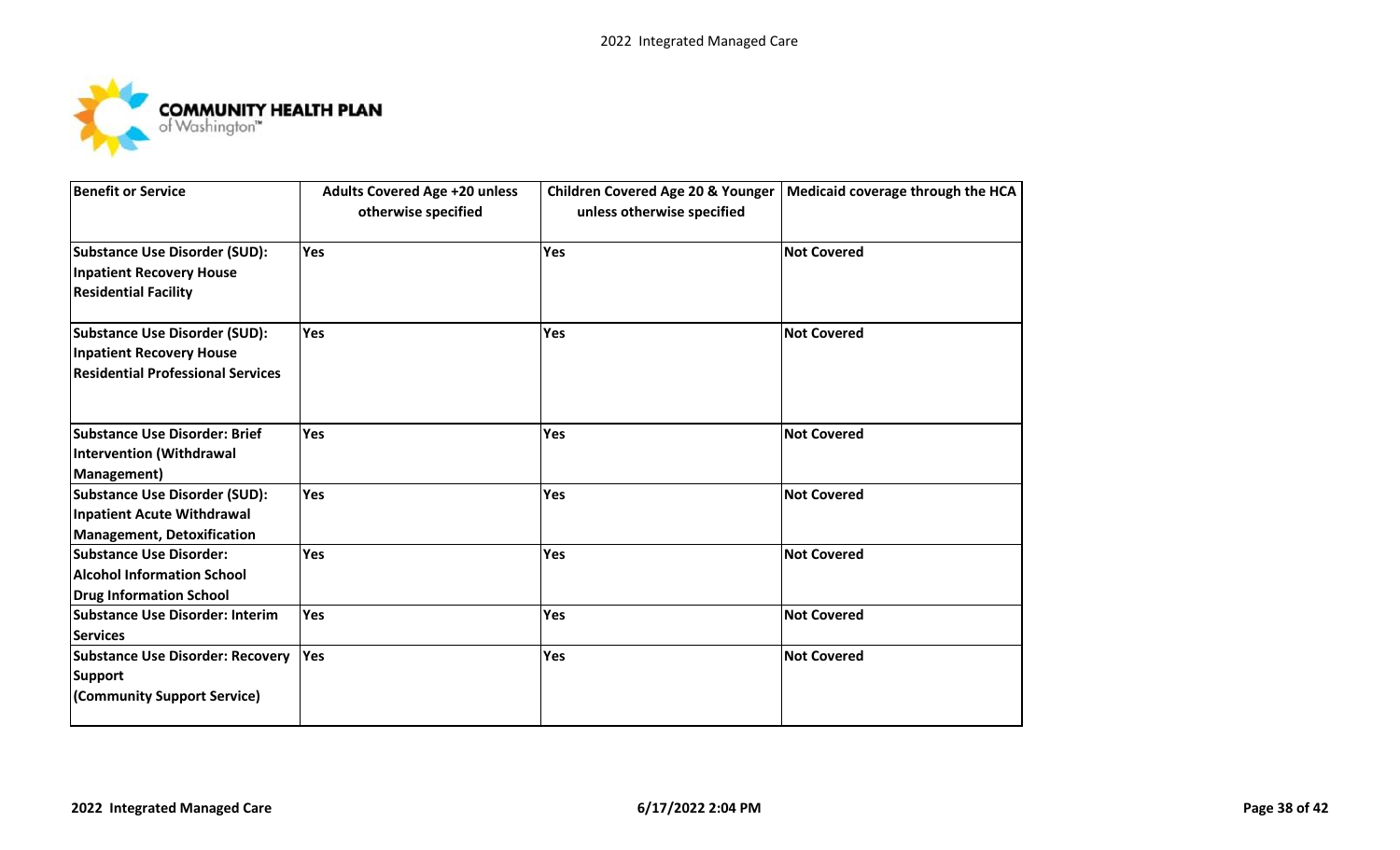| Benefit or Service | Adults Covered Age +20 unless otherwise specified | Children Covered Age 20 & Younger unless otherwise specified | Medicaid coverage through the HCA |
|---|---|---|---|
| **Substance Use Disorder (SUD): Inpatient Recovery House Residential Facility** | **Yes** | **Yes** | **Not Covered** |
| **Substance Use Disorder (SUD): Inpatient Recovery House Residential Professional Services** | **Yes** | **Yes** | **Not Covered** |
| **Substance Use Disorder: Brief Intervention (Withdrawal Management)** | **Yes** | **Yes** | **Not Covered** |
| **Substance Use Disorder (SUD): Inpatient Acute Withdrawal Management, Detoxification** | **Yes** | **Yes** | **Not Covered** |
| **Substance Use Disorder: Alcohol Information School Drug Information School** | **Yes** | **Yes** | **Not Covered** |
| **Substance Use Disorder: Interim Services** | **Yes** | **Yes** | **Not Covered** |
| **Substance Use Disorder: Recovery Support (Community Support Service)** | **Yes** | **Yes** | **Not Covered** |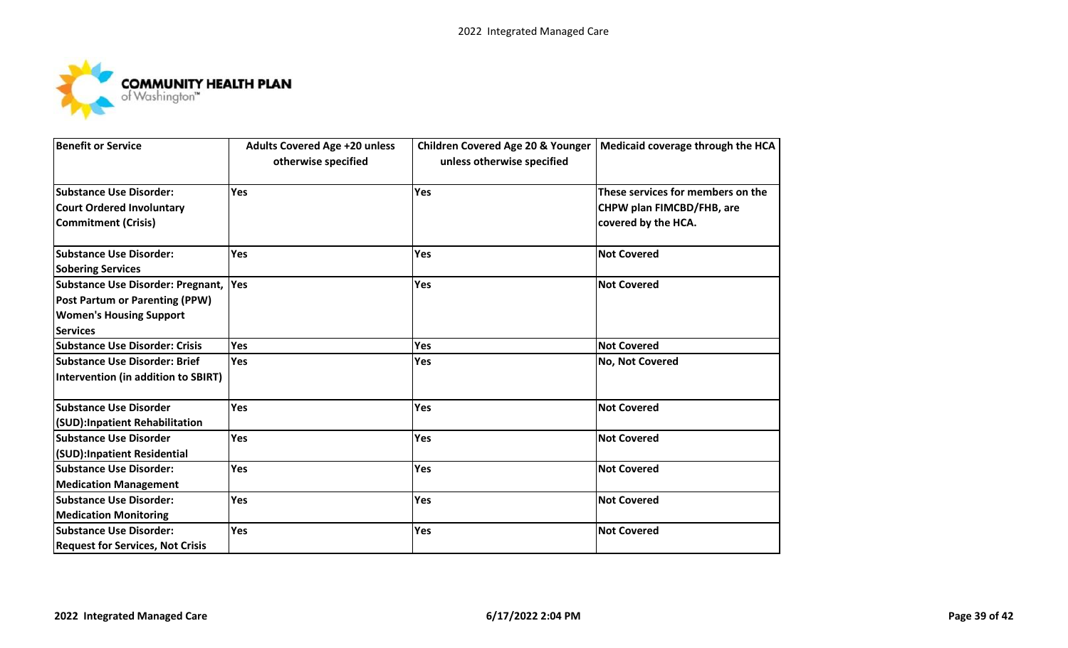| Benefit or Service | Adults Covered Age +20 unless otherwise specified | Children Covered Age 20 & Younger unless otherwise specified | Medicaid coverage through the HCA |
|---|---|---|---|
| Substance Use Disorder: Court Ordered Involuntary Commitment (Crisis) | Yes | Yes | These services for members on the CHPW plan FIMCBD/FHB, are covered by the HCA. |
| Substance Use Disorder: Sobering Services | Yes | Yes | Not Covered |
| Substance Use Disorder: Pregnant, Post Partum or Parenting (PPW) Women's Housing Support Services | Yes | Yes | Not Covered |
| Substance Use Disorder: Crisis | Yes | Yes | Not Covered |
| Substance Use Disorder: Brief Intervention (in addition to SBIRT) | Yes | Yes | No, Not Covered |
| Substance Use Disorder (SUD):Inpatient Rehabilitation | Yes | Yes | Not Covered |
| Substance Use Disorder (SUD):Inpatient Residential | Yes | Yes | Not Covered |
| Substance Use Disorder: Medication Management | Yes | Yes | Not Covered |
| Substance Use Disorder: Medication Monitoring | Yes | Yes | Not Covered |
| Substance Use Disorder: Request for Services, Not Crisis | Yes | Yes | Not Covered |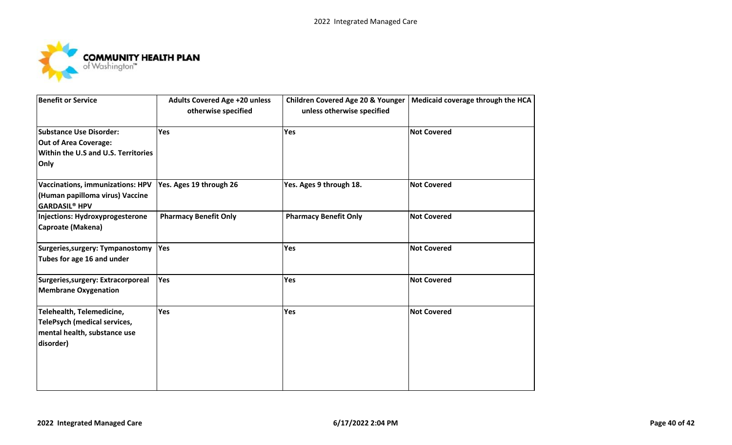| Benefit or Service | Adults Covered Age +20 unless otherwise specified | Children Covered Age 20 & Younger unless otherwise specified | Medicaid coverage through the HCA |
|---|---|---|---|
| **Substance Use Disorder: Out of Area Coverage: Within the U.S and U.S. Territories Only** | **Yes** | **Yes** | **Not Covered** |
| **Vaccinations, immunizations: HPV (Human papilloma virus) Vaccine GARDASIL® HPV** | **Yes. Ages 19 through 26** | **Yes. Ages 9 through 18.** | **Not Covered** |
| **Injections: Hydroxyprogesterone Caproate (Makena)** | **Pharmacy Benefit Only** | **Pharmacy Benefit Only** | **Not Covered** |
| **Surgeries,surgery: Tympanostomy Tubes for age 16 and under** | **Yes** | **Yes** | **Not Covered** |
| **Surgeries,surgery: Extracorporeal Membrane Oxygenation** | **Yes** | **Yes** | **Not Covered** |
| **Telehealth, Telemedicine, TelePsych (medical services, mental health, substance use disorder)** | **Yes** | **Yes** | **Not Covered** |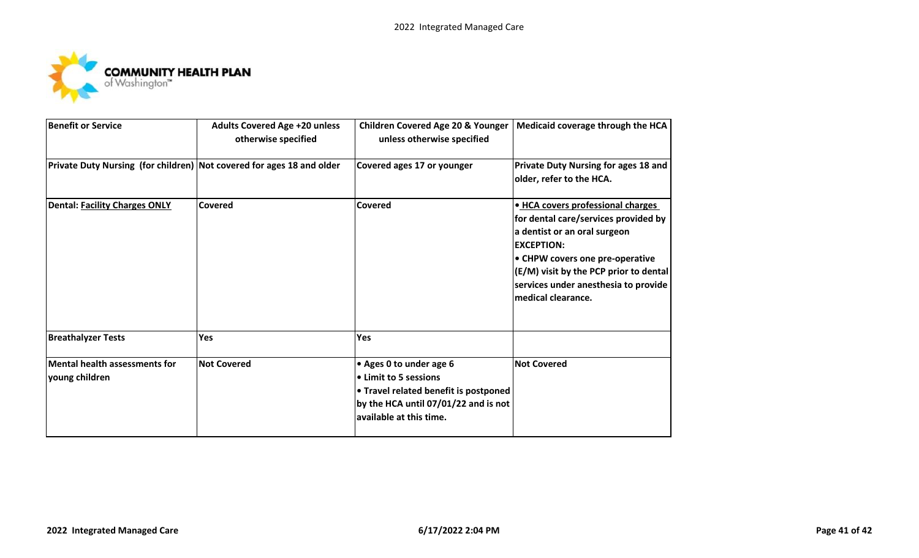| Benefit or Service | Adults Covered Age +20 unless otherwise specified | Children Covered Age 20 & Younger unless otherwise specified | Medicaid coverage through the HCA |
|---|---|---|---|
| Private Duty Nursing (for children) | Not covered for ages 18 and older | Covered ages 17 or younger | Private Duty Nursing for ages 18 and older, refer to the HCA. |
| Dental: Facility Charges ONLY | Covered | Covered | • HCA covers professional charges for dental care/services provided by a dentist or an oral surgeon<br>EXCEPTION:<br>• CHPW covers one pre-operative (E/M) visit by the PCP prior to dental services under anesthesia to provide medical clearance. |
| Breathalyzer Tests | Yes | Yes | |
| Mental health assessments for young children | Not Covered | • Ages 0 to under age 6<br>• Limit to 5 sessions<br>• Travel related benefit is postponed by the HCA until 07/01/22 and is not available at this time. | Not Covered |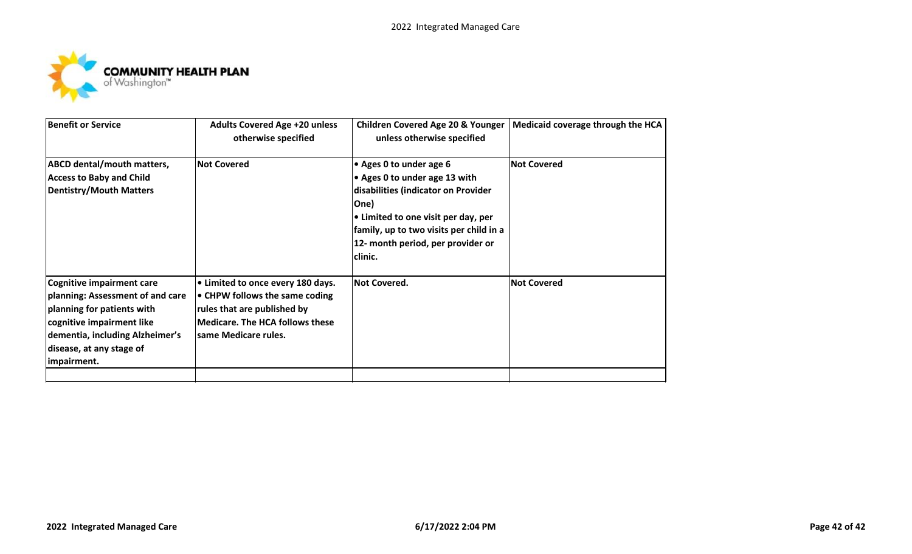| Benefit or Service | Adults Covered Age +20 unless otherwise specified | Children Covered Age 20 & Younger unless otherwise specified | Medicaid coverage through the HCA |
|---|---|---|---|
| **ABCD dental/mouth matters, Access to Baby and Child Dentistry/Mouth Matters** | **Not Covered** | **• Ages 0 to under age 6**<br>**• Ages 0 to under age 13 with disabilities (indicator on Provider One)**<br>**• Limited to one visit per day, per family, up to two visits per child in a 12- month period, per provider or clinic.** | **Not Covered** |
| **Cognitive impairment care planning: Assessment of and care planning for patients with cognitive impairment like dementia, including Alzheimer's disease, at any stage of impairment.** | **• Limited to once every 180 days.**<br>**• CHPW follows the same coding rules that are published by Medicare. The HCA follows these same Medicare rules.** | **Not Covered.** | **Not Covered** |
| | | | |